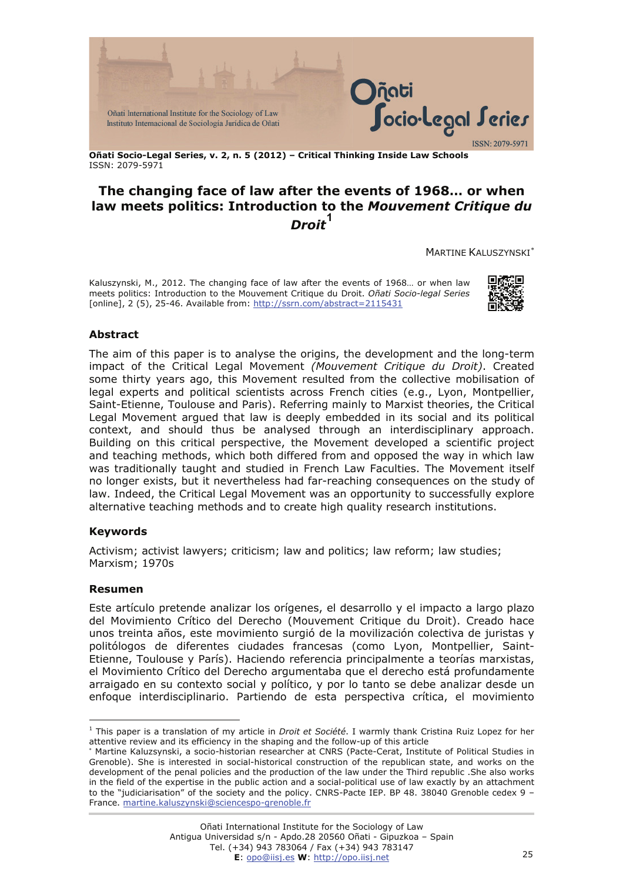**Oñati Socio-Legal Series, v. 2, n. 5 (2012) – Critical Thinking Inside Law Schools**
ISSN: 2079-5971

# The changing face of law after the events of 1968… or when law meets politics: Introduction to the *Mouvement Critique du Droit*[1]

MARTINE KALUSZYNSKI[*]

Kaluszynski, M., 2012. The changing face of law after the events of 1968… or when law meets politics: Introduction to the Mouvement Critique du Droit. *Oñati Socio-legal Series* [online], 2 (5), 25-46. Available from: http://ssrn.com/abstract=2115431

## Abstract

The aim of this paper is to analyse the origins, the development and the long-term impact of the Critical Legal Movement *(Mouvement Critique du Droit)*. Created some thirty years ago, this Movement resulted from the collective mobilisation of legal experts and political scientists across French cities (e.g., Lyon, Montpellier, Saint-Etienne, Toulouse and Paris). Referring mainly to Marxist theories, the Critical Legal Movement argued that law is deeply embedded in its social and its political context, and should thus be analysed through an interdisciplinary approach. Building on this critical perspective, the Movement developed a scientific project and teaching methods, which both differed from and opposed the way in which law was traditionally taught and studied in French Law Faculties. The Movement itself no longer exists, but it nevertheless had far-reaching consequences on the study of law. Indeed, the Critical Legal Movement was an opportunity to successfully explore alternative teaching methods and to create high quality research institutions.

## Keywords

Activism; activist lawyers; criticism; law and politics; law reform; law studies; Marxism; 1970s

## Resumen

Este artículo pretende analizar los orígenes, el desarrollo y el impacto a largo plazo del Movimiento Crítico del Derecho (Mouvement Critique du Droit). Creado hace unos treinta años, este movimiento surgió de la movilización colectiva de juristas y politólogos de diferentes ciudades francesas (como Lyon, Montpellier, Saint-Etienne, Toulouse y París). Haciendo referencia principalmente a teorías marxistas, el Movimiento Crítico del Derecho argumentaba que el derecho está profundamente arraigado en su contexto social y político, y por lo tanto se debe analizar desde un enfoque interdisciplinario. Partiendo de esta perspectiva crítica, el movimiento

---

[1] This paper is a translation of my article in *Droit et Société*. I warmly thank Cristina Ruiz Lopez for her attentive review and its efficiency in the shaping and the follow-up of this article

[*] Martine Kaluzsynski, a socio-historian researcher at CNRS (Pacte-Cerat, Institute of Political Studies in Grenoble). She is interested in social-historical construction of the republican state, and works on the development of the penal policies and the production of the law under the Third republic .She also works in the field of the expertise in the public action and a social-political use of law exactly by an attachment to the "judiciarisation" of the society and the policy. CNRS-Pacte IEP. BP 48. 38040 Grenoble cedex 9 – France. martine.kaluszynski@sciencespo-grenoble.fr

Oñati International Institute for the Sociology of Law
Antigua Universidad s/n - Apdo.28 20560 Oñati - Gipuzkoa – Spain
Tel. (+34) 943 783064 / Fax (+34) 943 783147
**E**: opo@iisj.es **W**: http://opo.iisj.net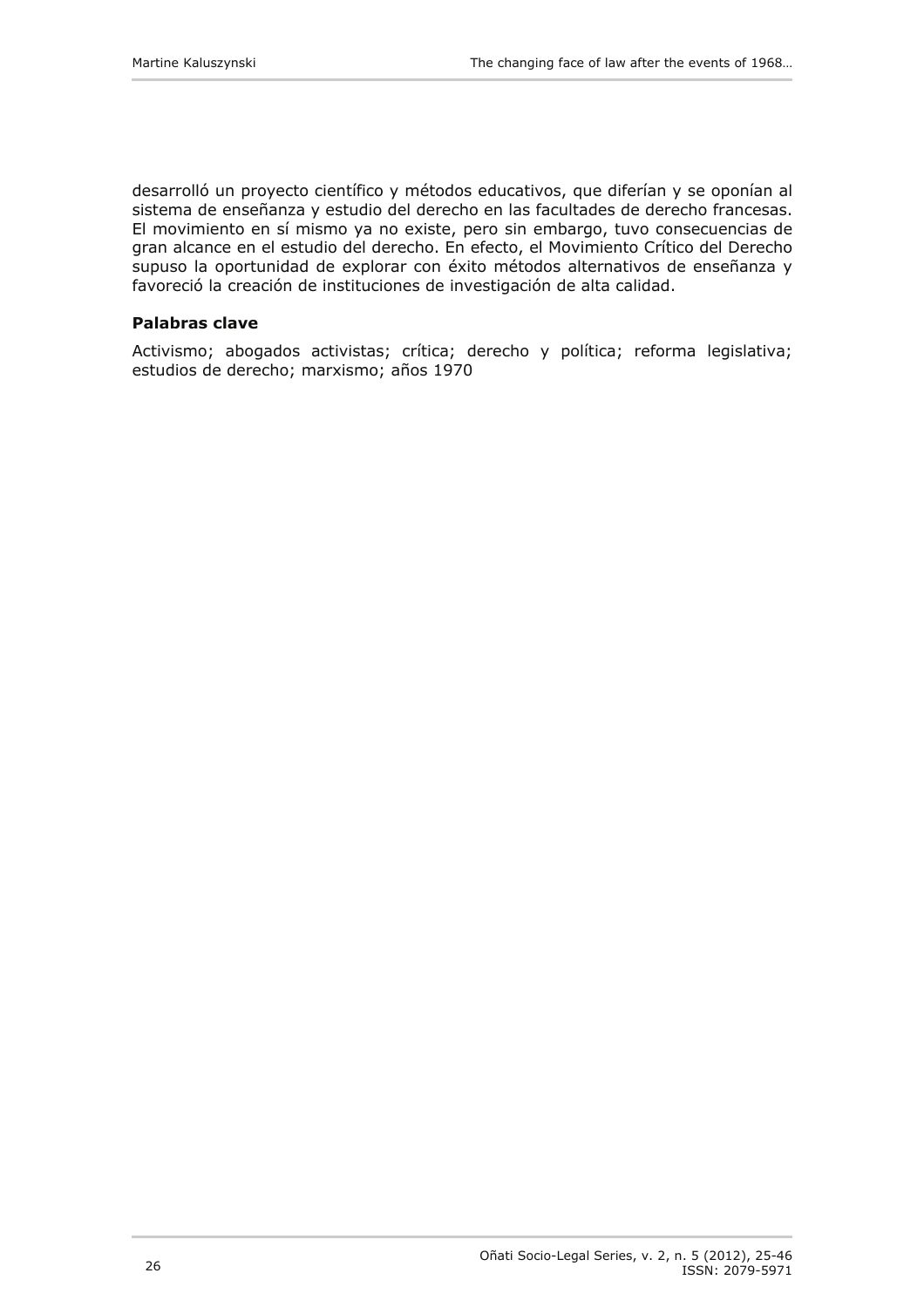desarrolló un proyecto científico y métodos educativos, que diferían y se oponían al sistema de enseñanza y estudio del derecho en las facultades de derecho francesas. El movimiento en sí mismo ya no existe, pero sin embargo, tuvo consecuencias de gran alcance en el estudio del derecho. En efecto, el Movimiento Crítico del Derecho supuso la oportunidad de explorar con éxito métodos alternativos de enseñanza y favoreció la creación de instituciones de investigación de alta calidad.

**Palabras clave**

Activismo; abogados activistas; crítica; derecho y política; reforma legislativa; estudios de derecho; marxismo; años 1970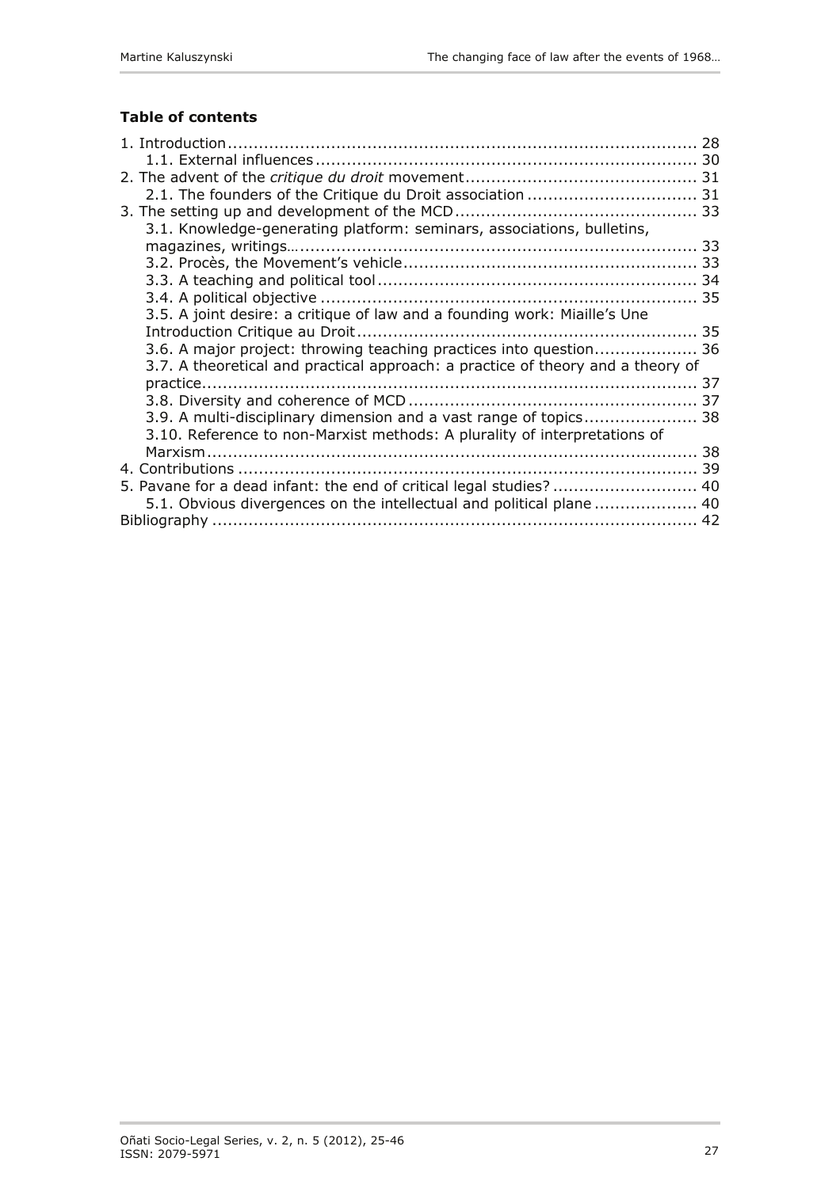**Table of contents**

1. Introduction ........................................................................................ 28
    1.1. External influences ........................................................................ 30
2. The advent of the *critique du droit* movement ........................................... 31
    2.1. The founders of the Critique du Droit association ................................ 31
3. The setting up and development of the MCD ............................................. 33
    3.1. Knowledge-generating platform: seminars, associations, bulletins, magazines, writings.............................................................................. 33
    3.2. Procès, the Movement's vehicle ........................................................ 33
    3.3. A teaching and political tool ............................................................ 34
    3.4. A political objective ........................................................................ 35
    3.5. A joint desire: a critique of law and a founding work: Miaille's Une Introduction Critique au Droit ................................................................. 35
    3.6. A major project: throwing teaching practices into question.................... 36
    3.7. A theoretical and practical approach: a practice of theory and a theory of practice.............................................................................................. 37
    3.8. Diversity and coherence of MCD ...................................................... 37
    3.9. A multi-disciplinary dimension and a vast range of topics...................... 38
    3.10. Reference to non-Marxist methods: A plurality of interpretations of Marxism.............................................................................................. 38
4. Contributions ........................................................................................ 39
5. Pavane for a dead infant: the end of critical legal studies? ........................... 40
    5.1. Obvious divergences on the intellectual and political plane .................... 40

Bibliography ............................................................................................ 42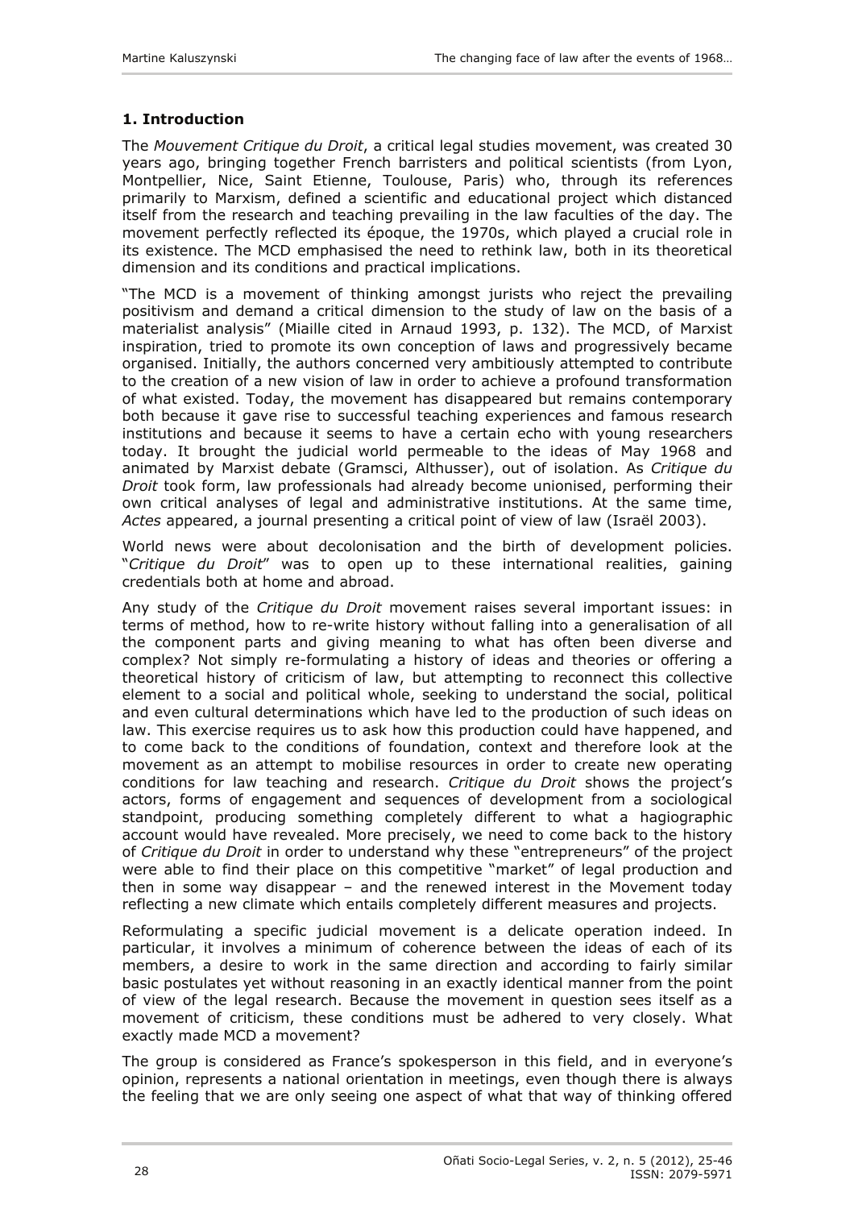## 1. Introduction

The *Mouvement Critique du Droit*, a critical legal studies movement, was created 30 years ago, bringing together French barristers and political scientists (from Lyon, Montpellier, Nice, Saint Etienne, Toulouse, Paris) who, through its references primarily to Marxism, defined a scientific and educational project which distanced itself from the research and teaching prevailing in the law faculties of the day. The movement perfectly reflected its époque, the 1970s, which played a crucial role in its existence. The MCD emphasised the need to rethink law, both in its theoretical dimension and its conditions and practical implications.

"The MCD is a movement of thinking amongst jurists who reject the prevailing positivism and demand a critical dimension to the study of law on the basis of a materialist analysis" (Miaille cited in Arnaud 1993, p. 132). The MCD, of Marxist inspiration, tried to promote its own conception of laws and progressively became organised. Initially, the authors concerned very ambitiously attempted to contribute to the creation of a new vision of law in order to achieve a profound transformation of what existed. Today, the movement has disappeared but remains contemporary both because it gave rise to successful teaching experiences and famous research institutions and because it seems to have a certain echo with young researchers today. It brought the judicial world permeable to the ideas of May 1968 and animated by Marxist debate (Gramsci, Althusser), out of isolation. As *Critique du Droit* took form, law professionals had already become unionised, performing their own critical analyses of legal and administrative institutions. At the same time, *Actes* appeared, a journal presenting a critical point of view of law (Israël 2003).

World news were about decolonisation and the birth of development policies. "*Critique du Droit*" was to open up to these international realities, gaining credentials both at home and abroad.

Any study of the *Critique du Droit* movement raises several important issues: in terms of method, how to re-write history without falling into a generalisation of all the component parts and giving meaning to what has often been diverse and complex? Not simply re-formulating a history of ideas and theories or offering a theoretical history of criticism of law, but attempting to reconnect this collective element to a social and political whole, seeking to understand the social, political and even cultural determinations which have led to the production of such ideas on law. This exercise requires us to ask how this production could have happened, and to come back to the conditions of foundation, context and therefore look at the movement as an attempt to mobilise resources in order to create new operating conditions for law teaching and research. *Critique du Droit* shows the project's actors, forms of engagement and sequences of development from a sociological standpoint, producing something completely different to what a hagiographic account would have revealed. More precisely, we need to come back to the history of *Critique du Droit* in order to understand why these "entrepreneurs" of the project were able to find their place on this competitive "market" of legal production and then in some way disappear – and the renewed interest in the Movement today reflecting a new climate which entails completely different measures and projects.

Reformulating a specific judicial movement is a delicate operation indeed. In particular, it involves a minimum of coherence between the ideas of each of its members, a desire to work in the same direction and according to fairly similar basic postulates yet without reasoning in an exactly identical manner from the point of view of the legal research. Because the movement in question sees itself as a movement of criticism, these conditions must be adhered to very closely. What exactly made MCD a movement?

The group is considered as France's spokesperson in this field, and in everyone's opinion, represents a national orientation in meetings, even though there is always the feeling that we are only seeing one aspect of what that way of thinking offered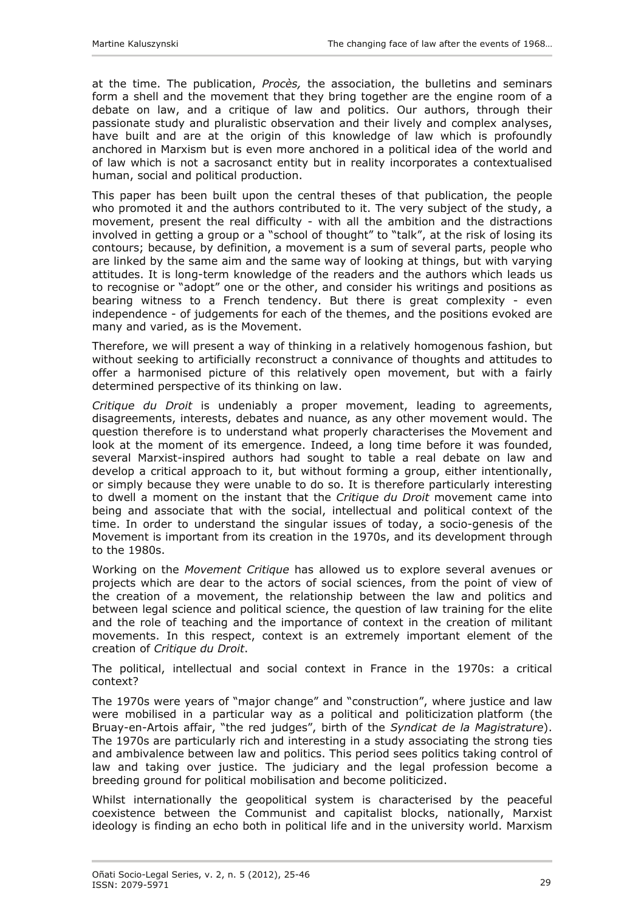at the time. The publication, *Procès,* the association, the bulletins and seminars form a shell and the movement that they bring together are the engine room of a debate on law, and a critique of law and politics. Our authors, through their passionate study and pluralistic observation and their lively and complex analyses, have built and are at the origin of this knowledge of law which is profoundly anchored in Marxism but is even more anchored in a political idea of the world and of law which is not a sacrosanct entity but in reality incorporates a contextualised human, social and political production.

This paper has been built upon the central theses of that publication, the people who promoted it and the authors contributed to it. The very subject of the study, a movement, present the real difficulty - with all the ambition and the distractions involved in getting a group or a "school of thought" to "talk", at the risk of losing its contours; because, by definition, a movement is a sum of several parts, people who are linked by the same aim and the same way of looking at things, but with varying attitudes. It is long-term knowledge of the readers and the authors which leads us to recognise or "adopt" one or the other, and consider his writings and positions as bearing witness to a French tendency. But there is great complexity - even independence - of judgements for each of the themes, and the positions evoked are many and varied, as is the Movement.

Therefore, we will present a way of thinking in a relatively homogenous fashion, but without seeking to artificially reconstruct a connivance of thoughts and attitudes to offer a harmonised picture of this relatively open movement, but with a fairly determined perspective of its thinking on law.

*Critique du Droit* is undeniably a proper movement, leading to agreements, disagreements, interests, debates and nuance, as any other movement would. The question therefore is to understand what properly characterises the Movement and look at the moment of its emergence. Indeed, a long time before it was founded, several Marxist-inspired authors had sought to table a real debate on law and develop a critical approach to it, but without forming a group, either intentionally, or simply because they were unable to do so. It is therefore particularly interesting to dwell a moment on the instant that the *Critique du Droit* movement came into being and associate that with the social, intellectual and political context of the time. In order to understand the singular issues of today, a socio-genesis of the Movement is important from its creation in the 1970s, and its development through to the 1980s.

Working on the *Movement Critique* has allowed us to explore several avenues or projects which are dear to the actors of social sciences, from the point of view of the creation of a movement, the relationship between the law and politics and between legal science and political science, the question of law training for the elite and the role of teaching and the importance of context in the creation of militant movements. In this respect, context is an extremely important element of the creation of *Critique du Droit*.

## The political, intellectual and social context in France in the 1970s: a critical context?

The 1970s were years of "major change" and "construction", where justice and law were mobilised in a particular way as a political and politicization platform (the Bruay-en-Artois affair, "the red judges", birth of the *Syndicat de la Magistrature*). The 1970s are particularly rich and interesting in a study associating the strong ties and ambivalence between law and politics. This period sees politics taking control of law and taking over justice. The judiciary and the legal profession become a breeding ground for political mobilisation and become politicized.

Whilst internationally the geopolitical system is characterised by the peaceful coexistence between the Communist and capitalist blocks, nationally, Marxist ideology is finding an echo both in political life and in the university world. Marxism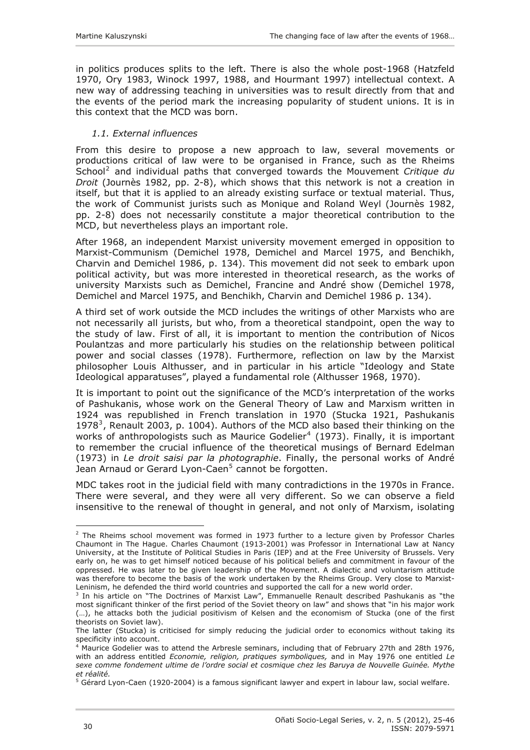in politics produces splits to the left. There is also the whole post-1968 (Hatzfeld 1970, Ory 1983, Winock 1997, 1988, and Hourmant 1997) intellectual context. A new way of addressing teaching in universities was to result directly from that and the events of the period mark the increasing popularity of student unions. It is in this context that the MCD was born.

### *1.1. External influences*

From this desire to propose a new approach to law, several movements or productions critical of law were to be organised in France, such as the Rheims School[2] and individual paths that converged towards the Mouvement *Critique du Droit* (Journès 1982, pp. 2-8), which shows that this network is not a creation in itself, but that it is applied to an already existing surface or textual material. Thus, the work of Communist jurists such as Monique and Roland Weyl (Journès 1982, pp. 2-8) does not necessarily constitute a major theoretical contribution to the MCD, but nevertheless plays an important role.

After 1968, an independent Marxist university movement emerged in opposition to Marxist-Communism (Demichel 1978, Demichel and Marcel 1975, and Benchikh, Charvin and Demichel 1986, p. 134). This movement did not seek to embark upon political activity, but was more interested in theoretical research, as the works of university Marxists such as Demichel, Francine and André show (Demichel 1978, Demichel and Marcel 1975, and Benchikh, Charvin and Demichel 1986 p. 134).

A third set of work outside the MCD includes the writings of other Marxists who are not necessarily all jurists, but who, from a theoretical standpoint, open the way to the study of law. First of all, it is important to mention the contribution of Nicos Poulantzas and more particularly his studies on the relationship between political power and social classes (1978). Furthermore, reflection on law by the Marxist philosopher Louis Althusser, and in particular in his article "Ideology and State Ideological apparatuses", played a fundamental role (Althusser 1968, 1970).

It is important to point out the significance of the MCD's interpretation of the works of Pashukanis, whose work on the General Theory of Law and Marxism written in 1924 was republished in French translation in 1970 (Stucka 1921, Pashukanis 1978[3], Renault 2003, p. 1004). Authors of the MCD also based their thinking on the works of anthropologists such as Maurice Godelier[4] (1973). Finally, it is important to remember the crucial influence of the theoretical musings of Bernard Edelman (1973) in *Le droit saisi par la photographie*. Finally, the personal works of André Jean Arnaud or Gerard Lyon-Caen[5] cannot be forgotten.

MDC takes root in the judicial field with many contradictions in the 1970s in France. There were several, and they were all very different. So we can observe a field insensitive to the renewal of thought in general, and not only of Marxism, isolating

---

[2] The Rheims school movement was formed in 1973 further to a lecture given by Professor Charles Chaumont in The Hague. Charles Chaumont (1913-2001) was Professor in International Law at Nancy University, at the Institute of Political Studies in Paris (IEP) and at the Free University of Brussels. Very early on, he was to get himself noticed because of his political beliefs and commitment in favour of the oppressed. He was later to be given leadership of the Movement. A dialectic and voluntarism attitude was therefore to become the basis of the work undertaken by the Rheims Group. Very close to Marxist-Leninism, he defended the third world countries and supported the call for a new world order.

[3] In his article on "The Doctrines of Marxist Law", Emmanuelle Renault described Pashukanis as "the most significant thinker of the first period of the Soviet theory on law" and shows that "in his major work (…), he attacks both the judicial positivism of Kelsen and the economism of Stucka (one of the first theorists on Soviet law).
The latter (Stucka) is criticised for simply reducing the judicial order to economics without taking its specificity into account.

[4] Maurice Godelier was to attend the Arbresle seminars, including that of February 27th and 28th 1976, with an address entitled *Economie, religion, pratiques symboliques,* and in May 1976 one entitled *Le sexe comme fondement ultime de l'ordre social et cosmique chez les Baruya de Nouvelle Guinée. Mythe et réalité.*

[5] Gérard Lyon-Caen (1920-2004) is a famous significant lawyer and expert in labour law, social welfare.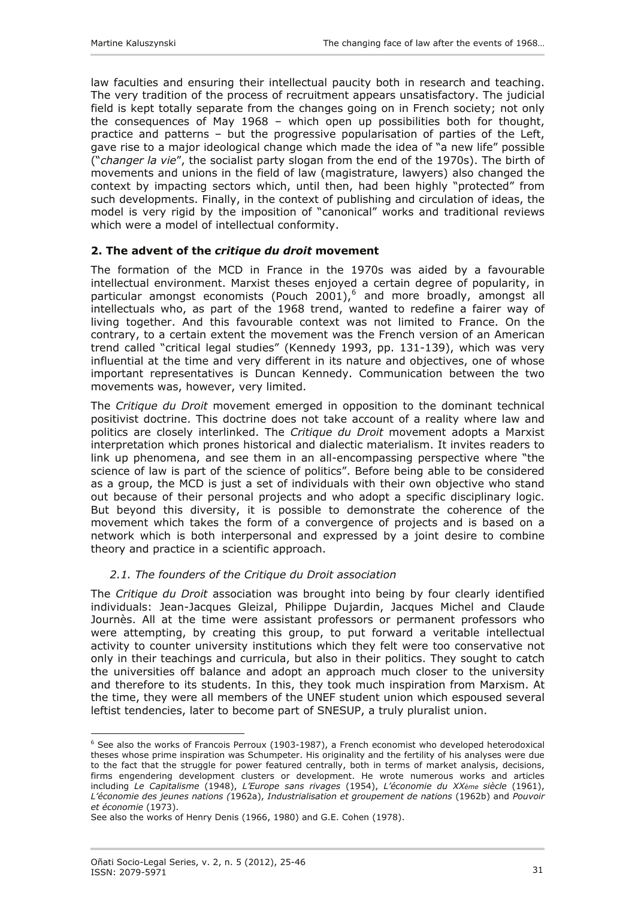law faculties and ensuring their intellectual paucity both in research and teaching. The very tradition of the process of recruitment appears unsatisfactory. The judicial field is kept totally separate from the changes going on in French society; not only the consequences of May 1968 – which open up possibilities both for thought, practice and patterns – but the progressive popularisation of parties of the Left, gave rise to a major ideological change which made the idea of "a new life" possible ("*changer la vie*", the socialist party slogan from the end of the 1970s). The birth of movements and unions in the field of law (magistrature, lawyers) also changed the context by impacting sectors which, until then, had been highly "protected" from such developments. Finally, in the context of publishing and circulation of ideas, the model is very rigid by the imposition of "canonical" works and traditional reviews which were a model of intellectual conformity.

## 2. The advent of the *critique du droit* movement

The formation of the MCD in France in the 1970s was aided by a favourable intellectual environment. Marxist theses enjoyed a certain degree of popularity, in particular amongst economists (Pouch 2001),[6] and more broadly, amongst all intellectuals who, as part of the 1968 trend, wanted to redefine a fairer way of living together. And this favourable context was not limited to France. On the contrary, to a certain extent the movement was the French version of an American trend called "critical legal studies" (Kennedy 1993, pp. 131-139), which was very influential at the time and very different in its nature and objectives, one of whose important representatives is Duncan Kennedy. Communication between the two movements was, however, very limited.

The *Critique du Droit* movement emerged in opposition to the dominant technical positivist doctrine. This doctrine does not take account of a reality where law and politics are closely interlinked. The *Critique du Droit* movement adopts a Marxist interpretation which prones historical and dialectic materialism. It invites readers to link up phenomena, and see them in an all-encompassing perspective where "the science of law is part of the science of politics". Before being able to be considered as a group, the MCD is just a set of individuals with their own objective who stand out because of their personal projects and who adopt a specific disciplinary logic. But beyond this diversity, it is possible to demonstrate the coherence of the movement which takes the form of a convergence of projects and is based on a network which is both interpersonal and expressed by a joint desire to combine theory and practice in a scientific approach.

### *2.1. The founders of the Critique du Droit association*

The *Critique du Droit* association was brought into being by four clearly identified individuals: Jean-Jacques Gleizal, Philippe Dujardin, Jacques Michel and Claude Journès. All at the time were assistant professors or permanent professors who were attempting, by creating this group, to put forward a veritable intellectual activity to counter university institutions which they felt were too conservative not only in their teachings and curricula, but also in their politics. They sought to catch the universities off balance and adopt an approach much closer to the university and therefore to its students. In this, they took much inspiration from Marxism. At the time, they were all members of the UNEF student union which espoused several leftist tendencies, later to become part of SNESUP, a truly pluralist union.

---

[6] See also the works of Francois Perroux (1903-1987), a French economist who developed heterodoxical theses whose prime inspiration was Schumpeter. His originality and the fertility of his analyses were due to the fact that the struggle for power featured centrally, both in terms of market analysis, decisions, firms engendering development clusters or development. He wrote numerous works and articles including *Le Capitalisme* (1948), *L'Europe sans rivages* (1954), *L'économie du XXème siècle* (1961), *L'économie des jeunes nations (*1962a), *Industrialisation et groupement de nations* (1962b) and *Pouvoir et économie* (1973).
See also the works of Henry Denis (1966, 1980) and G.E. Cohen (1978).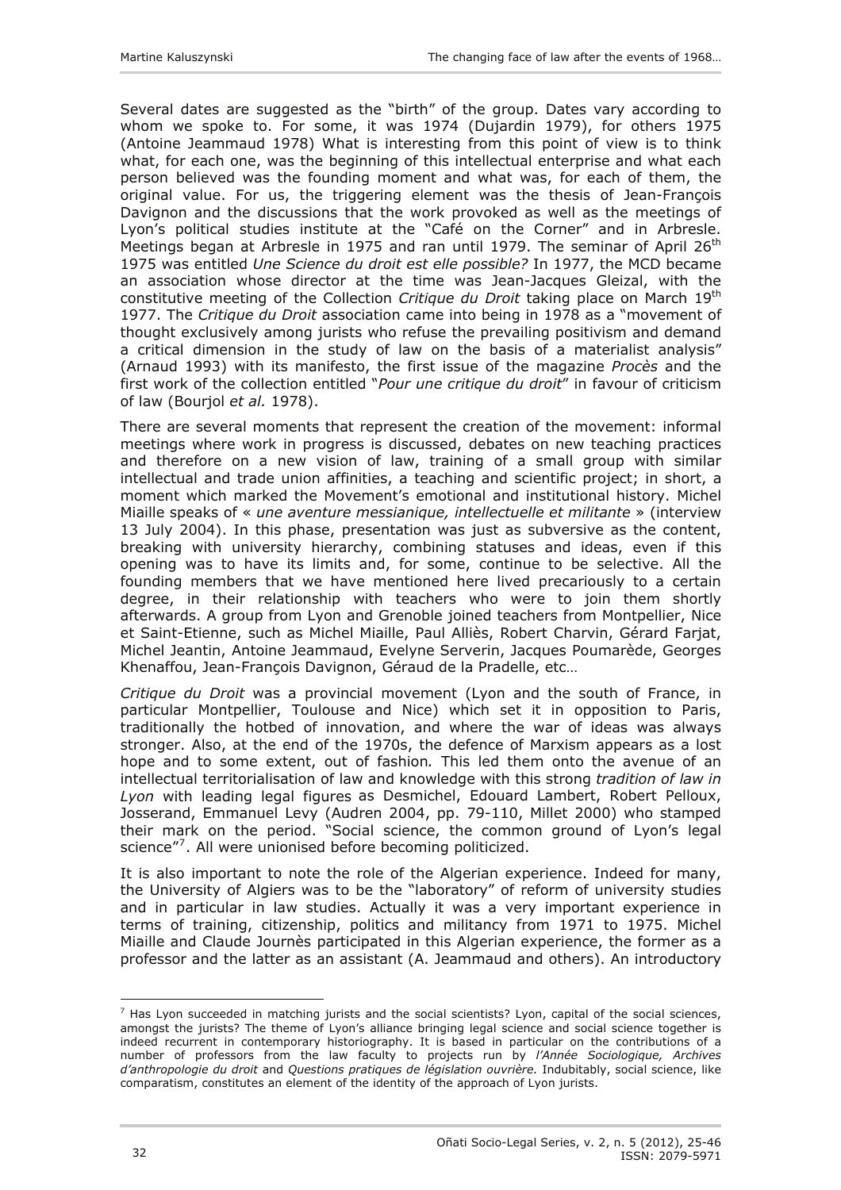Several dates are suggested as the "birth" of the group. Dates vary according to whom we spoke to. For some, it was 1974 (Dujardin 1979), for others 1975 (Antoine Jeammaud 1978) What is interesting from this point of view is to think what, for each one, was the beginning of this intellectual enterprise and what each person believed was the founding moment and what was, for each of them, the original value. For us, the triggering element was the thesis of Jean-François Davignon and the discussions that the work provoked as well as the meetings of Lyon's political studies institute at the "Café on the Corner" and in Arbresle. Meetings began at Arbresle in 1975 and ran until 1979. The seminar of April 26th 1975 was entitled *Une Science du droit est elle possible?* In 1977, the MCD became an association whose director at the time was Jean-Jacques Gleizal, with the constitutive meeting of the Collection *Critique du Droit* taking place on March 19th 1977. The *Critique du Droit* association came into being in 1978 as a "movement of thought exclusively among jurists who refuse the prevailing positivism and demand a critical dimension in the study of law on the basis of a materialist analysis" (Arnaud 1993) with its manifesto, the first issue of the magazine *Procès* and the first work of the collection entitled "*Pour une critique du droit*" in favour of criticism of law (Bourjol *et al.* 1978).

There are several moments that represent the creation of the movement: informal meetings where work in progress is discussed, debates on new teaching practices and therefore on a new vision of law, training of a small group with similar intellectual and trade union affinities, a teaching and scientific project; in short, a moment which marked the Movement's emotional and institutional history. Michel Miaille speaks of « *une aventure messianique, intellectuelle et militante* » (interview 13 July 2004). In this phase, presentation was just as subversive as the content, breaking with university hierarchy, combining statuses and ideas, even if this opening was to have its limits and, for some, continue to be selective. All the founding members that we have mentioned here lived precariously to a certain degree, in their relationship with teachers who were to join them shortly afterwards. A group from Lyon and Grenoble joined teachers from Montpellier, Nice et Saint-Etienne, such as Michel Miaille, Paul Alliès, Robert Charvin, Gérard Farjat, Michel Jeantin, Antoine Jeammaud, Evelyne Serverin, Jacques Poumarède, Georges Khenaffou, Jean-François Davignon, Géraud de la Pradelle, etc…

*Critique du Droit* was a provincial movement (Lyon and the south of France, in particular Montpellier, Toulouse and Nice) which set it in opposition to Paris, traditionally the hotbed of innovation, and where the war of ideas was always stronger. Also, at the end of the 1970s, the defence of Marxism appears as a lost hope and to some extent, out of fashion*.* This led them onto the avenue of an intellectual territorialisation of law and knowledge with this strong *tradition of law in Lyon* with leading legal figures as Desmichel, Edouard Lambert, Robert Pelloux, Josserand, Emmanuel Levy (Audren 2004, pp. 79-110, Millet 2000) who stamped their mark on the period. "Social science, the common ground of Lyon's legal science"[7]. All were unionised before becoming politicized.

It is also important to note the role of the Algerian experience. Indeed for many, the University of Algiers was to be the "laboratory" of reform of university studies and in particular in law studies. Actually it was a very important experience in terms of training, citizenship, politics and militancy from 1971 to 1975. Michel Miaille and Claude Journès participated in this Algerian experience, the former as a professor and the latter as an assistant (A. Jeammaud and others). An introductory

[7] Has Lyon succeeded in matching jurists and the social scientists? Lyon, capital of the social sciences, amongst the jurists? The theme of Lyon's alliance bringing legal science and social science together is indeed recurrent in contemporary historiography. It is based in particular on the contributions of a number of professors from the law faculty to projects run by *l'Année Sociologique, Archives d'anthropologie du droit* and *Questions pratiques de législation ouvrière.* Indubitably, social science, like comparatism, constitutes an element of the identity of the approach of Lyon jurists.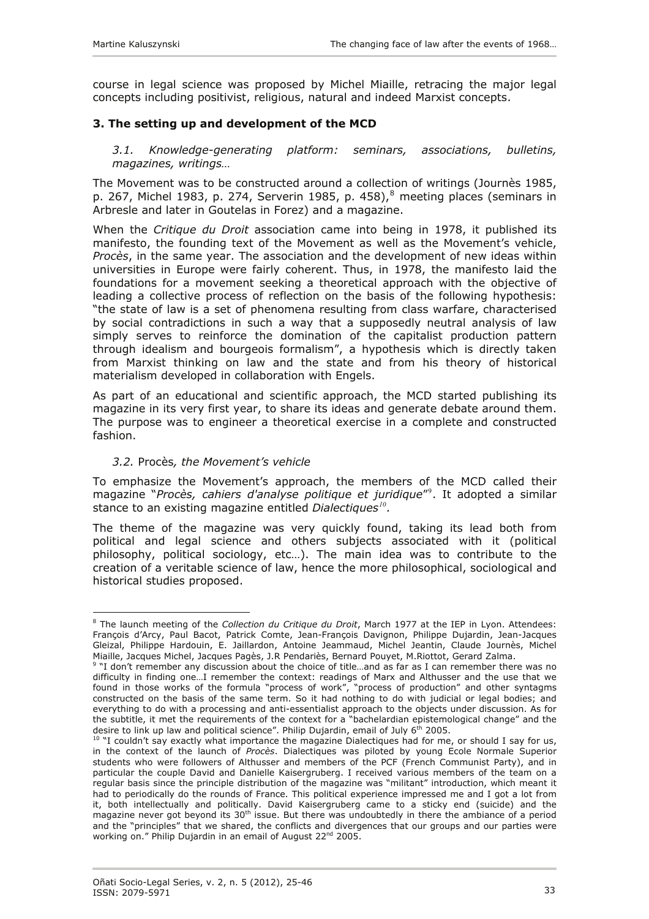course in legal science was proposed by Michel Miaille, retracing the major legal concepts including positivist, religious, natural and indeed Marxist concepts.

## 3. The setting up and development of the MCD

### *3.1. Knowledge-generating platform: seminars, associations, bulletins, magazines, writings…*

The Movement was to be constructed around a collection of writings (Journès 1985, p. 267, Michel 1983, p. 274, Serverin 1985, p. 458),[8] meeting places (seminars in Arbresle and later in Goutelas in Forez) and a magazine.

When the *Critique du Droit* association came into being in 1978, it published its manifesto, the founding text of the Movement as well as the Movement's vehicle, *Procès*, in the same year. The association and the development of new ideas within universities in Europe were fairly coherent. Thus, in 1978, the manifesto laid the foundations for a movement seeking a theoretical approach with the objective of leading a collective process of reflection on the basis of the following hypothesis: "the state of law is a set of phenomena resulting from class warfare, characterised by social contradictions in such a way that a supposedly neutral analysis of law simply serves to reinforce the domination of the capitalist production pattern through idealism and bourgeois formalism", a hypothesis which is directly taken from Marxist thinking on law and the state and from his theory of historical materialism developed in collaboration with Engels.

As part of an educational and scientific approach, the MCD started publishing its magazine in its very first year, to share its ideas and generate debate around them. The purpose was to engineer a theoretical exercise in a complete and constructed fashion.

### *3.2.* Procès*, the Movement's vehicle*

To emphasize the Movement's approach, the members of the MCD called their magazine "*Procès, cahiers d'analyse politique et juridique*"[9]. It adopted a similar stance to an existing magazine entitled *Dialectiques*[10].

The theme of the magazine was very quickly found, taking its lead both from political and legal science and others subjects associated with it (political philosophy, political sociology, etc…). The main idea was to contribute to the creation of a veritable science of law, hence the more philosophical, sociological and historical studies proposed.

---

[8] The launch meeting of the *Collection du Critique du Droit*, March 1977 at the IEP in Lyon. Attendees: François d'Arcy, Paul Bacot, Patrick Comte, Jean-François Davignon, Philippe Dujardin, Jean-Jacques Gleizal, Philippe Hardouin, E. Jaillardon, Antoine Jeammaud, Michel Jeantin, Claude Journès, Michel Miaille, Jacques Michel, Jacques Pagès, J.R Pendariès, Bernard Pouyet, M.Riottot, Gerard Zalma.

[9] "I don't remember any discussion about the choice of title…and as far as I can remember there was no difficulty in finding one…I remember the context: readings of Marx and Althusser and the use that we found in those works of the formula "process of work", "process of production" and other syntagms constructed on the basis of the same term. So it had nothing to do with judicial or legal bodies; and everything to do with a processing and anti-essentialist approach to the objects under discussion. As for the subtitle, it met the requirements of the context for a "bachelardian epistemological change" and the desire to link up law and political science". Philip Dujardin, email of July 6th 2005.

[10] "I couldn't say exactly what importance the magazine Dialectiques had for me, or should I say for us, in the context of the launch of *Procès*. Dialectiques was piloted by young Ecole Normale Superior students who were followers of Althusser and members of the PCF (French Communist Party), and in particular the couple David and Danielle Kaisergruberg. I received various members of the team on a regular basis since the principle distribution of the magazine was "militant" introduction, which meant it had to periodically do the rounds of France. This political experience impressed me and I got a lot from it, both intellectually and politically. David Kaisergruberg came to a sticky end (suicide) and the magazine never got beyond its 30th issue. But there was undoubtedly in there the ambiance of a period and the "principles" that we shared, the conflicts and divergences that our groups and our parties were working on." Philip Dujardin in an email of August 22nd 2005.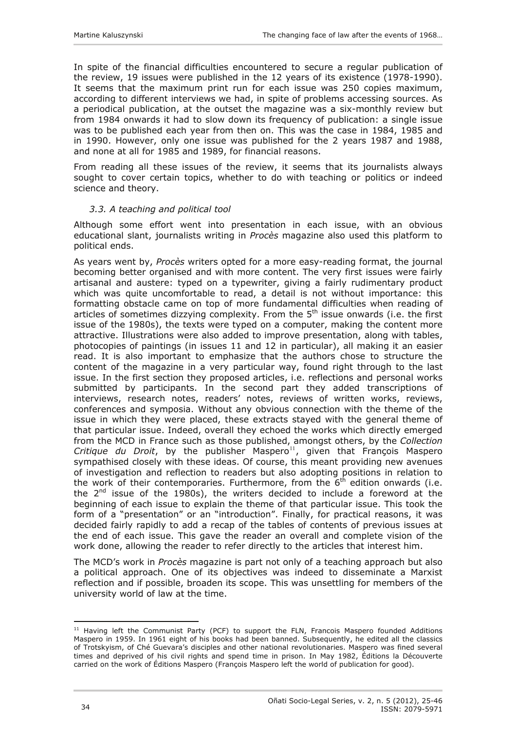In spite of the financial difficulties encountered to secure a regular publication of the review, 19 issues were published in the 12 years of its existence (1978-1990). It seems that the maximum print run for each issue was 250 copies maximum, according to different interviews we had, in spite of problems accessing sources. As a periodical publication, at the outset the magazine was a six-monthly review but from 1984 onwards it had to slow down its frequency of publication: a single issue was to be published each year from then on. This was the case in 1984, 1985 and in 1990. However, only one issue was published for the 2 years 1987 and 1988, and none at all for 1985 and 1989, for financial reasons.

From reading all these issues of the review, it seems that its journalists always sought to cover certain topics, whether to do with teaching or politics or indeed science and theory.

### *3.3. A teaching and political tool*

Although some effort went into presentation in each issue, with an obvious educational slant, journalists writing in *Procès* magazine also used this platform to political ends.

As years went by, *Procès* writers opted for a more easy-reading format, the journal becoming better organised and with more content. The very first issues were fairly artisanal and austere: typed on a typewriter, giving a fairly rudimentary product which was quite uncomfortable to read, a detail is not without importance: this formatting obstacle came on top of more fundamental difficulties when reading of articles of sometimes dizzying complexity. From the 5th issue onwards (i.e. the first issue of the 1980s), the texts were typed on a computer, making the content more attractive. Illustrations were also added to improve presentation, along with tables, photocopies of paintings (in issues 11 and 12 in particular), all making it an easier read. It is also important to emphasize that the authors chose to structure the content of the magazine in a very particular way, found right through to the last issue. In the first section they proposed articles, i.e. reflections and personal works submitted by participants. In the second part they added transcriptions of interviews, research notes, readers' notes, reviews of written works, reviews, conferences and symposia. Without any obvious connection with the theme of the issue in which they were placed, these extracts stayed with the general theme of that particular issue. Indeed, overall they echoed the works which directly emerged from the MCD in France such as those published, amongst others, by the *Collection Critique du Droit*, by the publisher Maspero[11], given that François Maspero sympathised closely with these ideas. Of course, this meant providing new avenues of investigation and reflection to readers but also adopting positions in relation to the work of their contemporaries. Furthermore, from the 6th edition onwards (i.e. the 2nd issue of the 1980s), the writers decided to include a foreword at the beginning of each issue to explain the theme of that particular issue. This took the form of a "presentation" or an "introduction". Finally, for practical reasons, it was decided fairly rapidly to add a recap of the tables of contents of previous issues at the end of each issue. This gave the reader an overall and complete vision of the work done, allowing the reader to refer directly to the articles that interest him.

The MCD's work in *Procès* magazine is part not only of a teaching approach but also a political approach. One of its objectives was indeed to disseminate a Marxist reflection and if possible, broaden its scope. This was unsettling for members of the university world of law at the time.

[11] Having left the Communist Party (PCF) to support the FLN, Francois Maspero founded Additions Maspero in 1959. In 1961 eight of his books had been banned. Subsequently, he edited all the classics of Trotskyism, of Ché Guevara's disciples and other national revolutionaries. Maspero was fined several times and deprived of his civil rights and spend time in prison. In May 1982, Éditions la Découverte carried on the work of Éditions Maspero (François Maspero left the world of publication for good).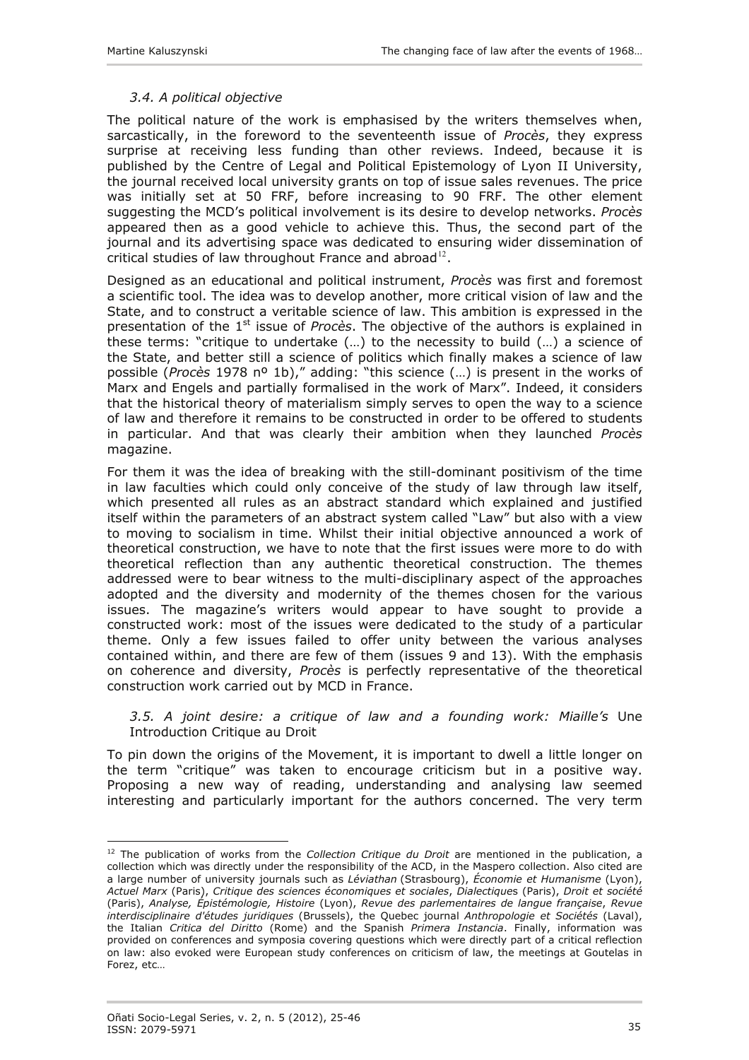### 3.4. A political objective

The political nature of the work is emphasised by the writers themselves when, sarcastically, in the foreword to the seventeenth issue of *Procès*, they express surprise at receiving less funding than other reviews. Indeed, because it is published by the Centre of Legal and Political Epistemology of Lyon II University, the journal received local university grants on top of issue sales revenues. The price was initially set at 50 FRF, before increasing to 90 FRF. The other element suggesting the MCD's political involvement is its desire to develop networks. *Procès* appeared then as a good vehicle to achieve this. Thus, the second part of the journal and its advertising space was dedicated to ensuring wider dissemination of critical studies of law throughout France and abroad[12].

Designed as an educational and political instrument, *Procès* was first and foremost a scientific tool. The idea was to develop another, more critical vision of law and the State, and to construct a veritable science of law. This ambition is expressed in the presentation of the 1st issue of *Procès*. The objective of the authors is explained in these terms: "critique to undertake (…) to the necessity to build (…) a science of the State, and better still a science of politics which finally makes a science of law possible (*Procès* 1978 nº 1b)," adding: "this science (…) is present in the works of Marx and Engels and partially formalised in the work of Marx". Indeed, it considers that the historical theory of materialism simply serves to open the way to a science of law and therefore it remains to be constructed in order to be offered to students in particular. And that was clearly their ambition when they launched *Procès* magazine.

For them it was the idea of breaking with the still-dominant positivism of the time in law faculties which could only conceive of the study of law through law itself, which presented all rules as an abstract standard which explained and justified itself within the parameters of an abstract system called "Law" but also with a view to moving to socialism in time. Whilst their initial objective announced a work of theoretical construction, we have to note that the first issues were more to do with theoretical reflection than any authentic theoretical construction. The themes addressed were to bear witness to the multi-disciplinary aspect of the approaches adopted and the diversity and modernity of the themes chosen for the various issues. The magazine's writers would appear to have sought to provide a constructed work: most of the issues were dedicated to the study of a particular theme. Only a few issues failed to offer unity between the various analyses contained within, and there are few of them (issues 9 and 13). With the emphasis on coherence and diversity, *Procès* is perfectly representative of the theoretical construction work carried out by MCD in France.

### 3.5. A joint desire: a critique of law and a founding work: Miaille's Une Introduction Critique au Droit

To pin down the origins of the Movement, it is important to dwell a little longer on the term "critique" was taken to encourage criticism but in a positive way. Proposing a new way of reading, understanding and analysing law seemed interesting and particularly important for the authors concerned. The very term

---

[12] The publication of works from the *Collection Critique du Droit* are mentioned in the publication, a collection which was directly under the responsibility of the ACD, in the Maspero collection. Also cited are a large number of university journals such as *Léviathan* (Strasbourg), *Économie et Humanisme* (Lyon), *Actuel Marx* (Paris), *Critique des sciences économiques et sociales*, *Dialectiques* (Paris), *Droit et société* (Paris), *Analyse, Épistémologie, Histoire* (Lyon), *Revue des parlementaires de langue française*, *Revue interdisciplinaire d'études juridiques* (Brussels), the Quebec journal *Anthropologie et Sociétés* (Laval), the Italian *Critica del Diritto* (Rome) and the Spanish *Primera Instancia*. Finally, information was provided on conferences and symposia covering questions which were directly part of a critical reflection on law: also evoked were European study conferences on criticism of law, the meetings at Goutelas in Forez, etc…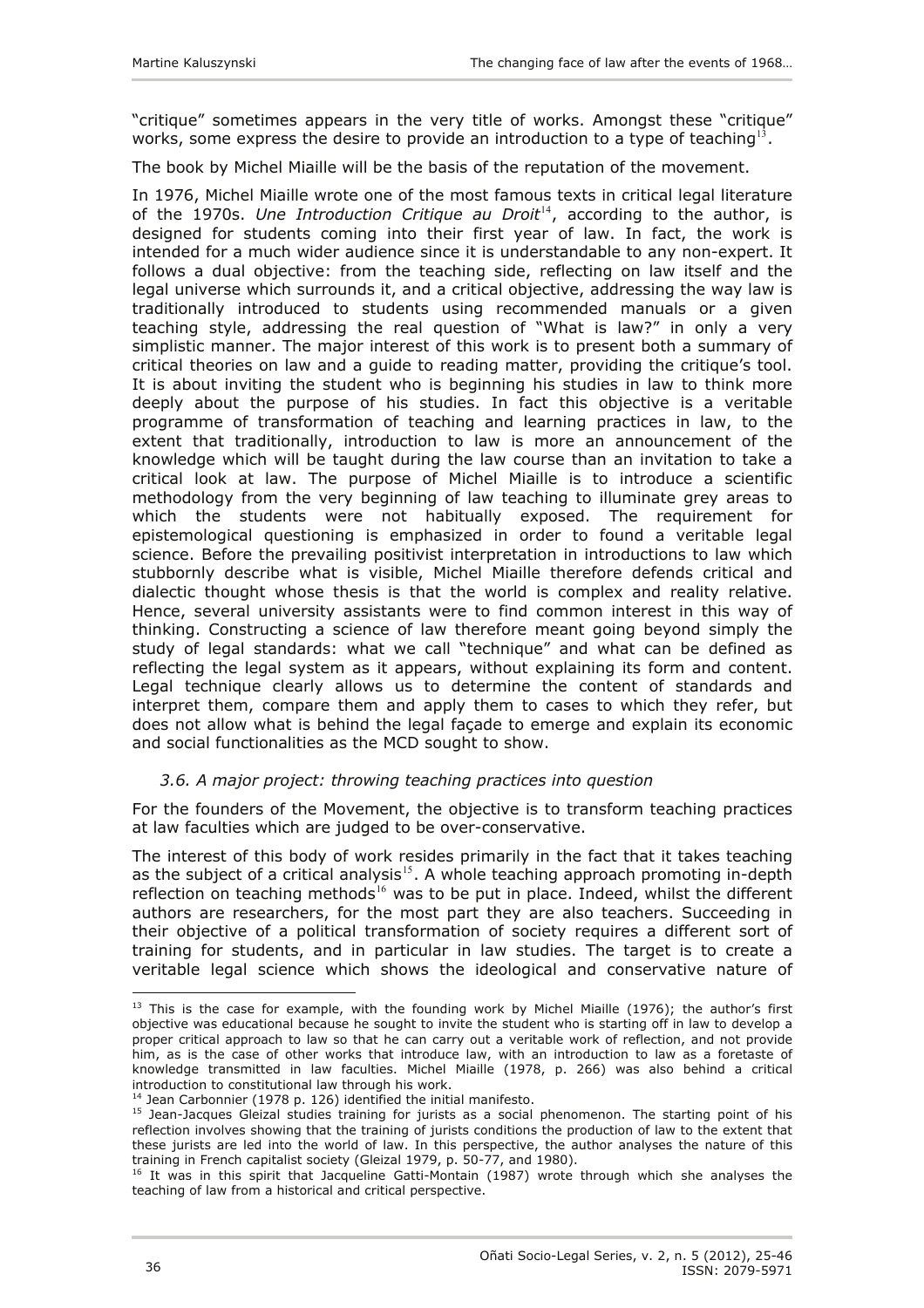"critique" sometimes appears in the very title of works. Amongst these "critique" works, some express the desire to provide an introduction to a type of teaching[13].

The book by Michel Miaille will be the basis of the reputation of the movement.

In 1976, Michel Miaille wrote one of the most famous texts in critical legal literature of the 1970s. *Une Introduction Critique au Droit*[14], according to the author, is designed for students coming into their first year of law. In fact, the work is intended for a much wider audience since it is understandable to any non-expert. It follows a dual objective: from the teaching side, reflecting on law itself and the legal universe which surrounds it, and a critical objective, addressing the way law is traditionally introduced to students using recommended manuals or a given teaching style, addressing the real question of "What is law?" in only a very simplistic manner. The major interest of this work is to present both a summary of critical theories on law and a guide to reading matter, providing the critique's tool. It is about inviting the student who is beginning his studies in law to think more deeply about the purpose of his studies. In fact this objective is a veritable programme of transformation of teaching and learning practices in law, to the extent that traditionally, introduction to law is more an announcement of the knowledge which will be taught during the law course than an invitation to take a critical look at law. The purpose of Michel Miaille is to introduce a scientific methodology from the very beginning of law teaching to illuminate grey areas to which the students were not habitually exposed. The requirement for epistemological questioning is emphasized in order to found a veritable legal science. Before the prevailing positivist interpretation in introductions to law which stubbornly describe what is visible, Michel Miaille therefore defends critical and dialectic thought whose thesis is that the world is complex and reality relative. Hence, several university assistants were to find common interest in this way of thinking. Constructing a science of law therefore meant going beyond simply the study of legal standards: what we call "technique" and what can be defined as reflecting the legal system as it appears, without explaining its form and content. Legal technique clearly allows us to determine the content of standards and interpret them, compare them and apply them to cases to which they refer, but does not allow what is behind the legal façade to emerge and explain its economic and social functionalities as the MCD sought to show.

### *3.6. A major project: throwing teaching practices into question*

For the founders of the Movement, the objective is to transform teaching practices at law faculties which are judged to be over-conservative.

The interest of this body of work resides primarily in the fact that it takes teaching as the subject of a critical analysis[15]. A whole teaching approach promoting in-depth reflection on teaching methods[16] was to be put in place. Indeed, whilst the different authors are researchers, for the most part they are also teachers. Succeeding in their objective of a political transformation of society requires a different sort of training for students, and in particular in law studies. The target is to create a veritable legal science which shows the ideological and conservative nature of

---

[13] This is the case for example, with the founding work by Michel Miaille (1976); the author's first objective was educational because he sought to invite the student who is starting off in law to develop a proper critical approach to law so that he can carry out a veritable work of reflection, and not provide him, as is the case of other works that introduce law, with an introduction to law as a foretaste of knowledge transmitted in law faculties. Michel Miaille (1978, p. 266) was also behind a critical introduction to constitutional law through his work.

[14] Jean Carbonnier (1978 p. 126) identified the initial manifesto.

[15] Jean-Jacques Gleizal studies training for jurists as a social phenomenon. The starting point of his reflection involves showing that the training of jurists conditions the production of law to the extent that these jurists are led into the world of law. In this perspective, the author analyses the nature of this training in French capitalist society (Gleizal 1979, p. 50-77, and 1980).

[16] It was in this spirit that Jacqueline Gatti-Montain (1987) wrote through which she analyses the teaching of law from a historical and critical perspective.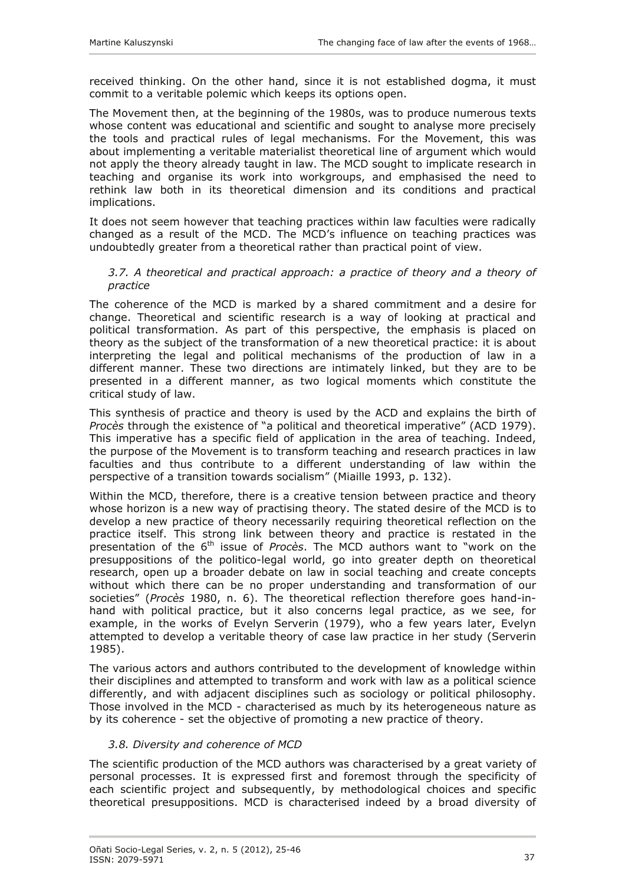received thinking. On the other hand, since it is not established dogma, it must commit to a veritable polemic which keeps its options open.

The Movement then, at the beginning of the 1980s, was to produce numerous texts whose content was educational and scientific and sought to analyse more precisely the tools and practical rules of legal mechanisms. For the Movement, this was about implementing a veritable materialist theoretical line of argument which would not apply the theory already taught in law. The MCD sought to implicate research in teaching and organise its work into workgroups, and emphasised the need to rethink law both in its theoretical dimension and its conditions and practical implications.

It does not seem however that teaching practices within law faculties were radically changed as a result of the MCD. The MCD's influence on teaching practices was undoubtedly greater from a theoretical rather than practical point of view.

### *3.7. A theoretical and practical approach: a practice of theory and a theory of practice*

The coherence of the MCD is marked by a shared commitment and a desire for change. Theoretical and scientific research is a way of looking at practical and political transformation. As part of this perspective, the emphasis is placed on theory as the subject of the transformation of a new theoretical practice: it is about interpreting the legal and political mechanisms of the production of law in a different manner. These two directions are intimately linked, but they are to be presented in a different manner, as two logical moments which constitute the critical study of law.

This synthesis of practice and theory is used by the ACD and explains the birth of *Procès* through the existence of "a political and theoretical imperative" (ACD 1979). This imperative has a specific field of application in the area of teaching. Indeed, the purpose of the Movement is to transform teaching and research practices in law faculties and thus contribute to a different understanding of law within the perspective of a transition towards socialism" (Miaille 1993, p. 132).

Within the MCD, therefore, there is a creative tension between practice and theory whose horizon is a new way of practising theory. The stated desire of the MCD is to develop a new practice of theory necessarily requiring theoretical reflection on the practice itself. This strong link between theory and practice is restated in the presentation of the 6th issue of *Procès*. The MCD authors want to "work on the presuppositions of the politico-legal world, go into greater depth on theoretical research, open up a broader debate on law in social teaching and create concepts without which there can be no proper understanding and transformation of our societies" (*Procès* 1980, n. 6). The theoretical reflection therefore goes hand-in-hand with political practice, but it also concerns legal practice, as we see, for example, in the works of Evelyn Serverin (1979), who a few years later, Evelyn attempted to develop a veritable theory of case law practice in her study (Serverin 1985).

The various actors and authors contributed to the development of knowledge within their disciplines and attempted to transform and work with law as a political science differently, and with adjacent disciplines such as sociology or political philosophy. Those involved in the MCD - characterised as much by its heterogeneous nature as by its coherence - set the objective of promoting a new practice of theory.

### *3.8. Diversity and coherence of MCD*

The scientific production of the MCD authors was characterised by a great variety of personal processes. It is expressed first and foremost through the specificity of each scientific project and subsequently, by methodological choices and specific theoretical presuppositions. MCD is characterised indeed by a broad diversity of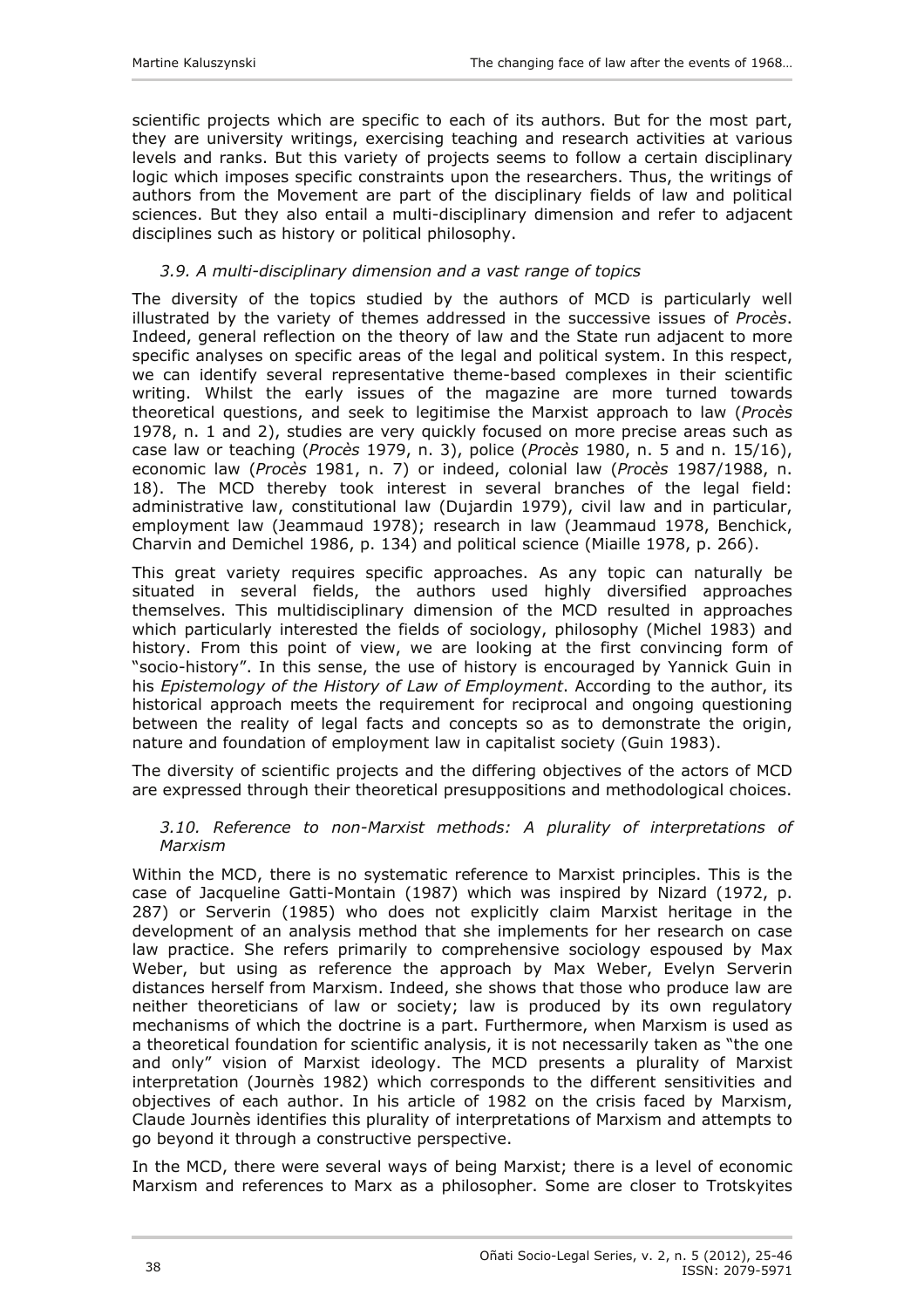scientific projects which are specific to each of its authors. But for the most part, they are university writings, exercising teaching and research activities at various levels and ranks. But this variety of projects seems to follow a certain disciplinary logic which imposes specific constraints upon the researchers. Thus, the writings of authors from the Movement are part of the disciplinary fields of law and political sciences. But they also entail a multi-disciplinary dimension and refer to adjacent disciplines such as history or political philosophy.

### *3.9. A multi-disciplinary dimension and a vast range of topics*

The diversity of the topics studied by the authors of MCD is particularly well illustrated by the variety of themes addressed in the successive issues of *Procès*. Indeed, general reflection on the theory of law and the State run adjacent to more specific analyses on specific areas of the legal and political system. In this respect, we can identify several representative theme-based complexes in their scientific writing. Whilst the early issues of the magazine are more turned towards theoretical questions, and seek to legitimise the Marxist approach to law (*Procès* 1978, n. 1 and 2), studies are very quickly focused on more precise areas such as case law or teaching (*Procès* 1979, n. 3), police (*Procès* 1980, n. 5 and n. 15/16), economic law (*Procès* 1981, n. 7) or indeed, colonial law (*Procès* 1987/1988, n. 18). The MCD thereby took interest in several branches of the legal field: administrative law, constitutional law (Dujardin 1979), civil law and in particular, employment law (Jeammaud 1978); research in law (Jeammaud 1978, Benchick, Charvin and Demichel 1986, p. 134) and political science (Miaille 1978, p. 266).

This great variety requires specific approaches. As any topic can naturally be situated in several fields, the authors used highly diversified approaches themselves. This multidisciplinary dimension of the MCD resulted in approaches which particularly interested the fields of sociology, philosophy (Michel 1983) and history. From this point of view, we are looking at the first convincing form of "socio-history". In this sense, the use of history is encouraged by Yannick Guin in his *Epistemology of the History of Law of Employment*. According to the author, its historical approach meets the requirement for reciprocal and ongoing questioning between the reality of legal facts and concepts so as to demonstrate the origin, nature and foundation of employment law in capitalist society (Guin 1983).

The diversity of scientific projects and the differing objectives of the actors of MCD are expressed through their theoretical presuppositions and methodological choices.

### *3.10. Reference to non-Marxist methods: A plurality of interpretations of Marxism*

Within the MCD, there is no systematic reference to Marxist principles. This is the case of Jacqueline Gatti-Montain (1987) which was inspired by Nizard (1972, p. 287) or Serverin (1985) who does not explicitly claim Marxist heritage in the development of an analysis method that she implements for her research on case law practice. She refers primarily to comprehensive sociology espoused by Max Weber, but using as reference the approach by Max Weber, Evelyn Serverin distances herself from Marxism. Indeed, she shows that those who produce law are neither theoreticians of law or society; law is produced by its own regulatory mechanisms of which the doctrine is a part. Furthermore, when Marxism is used as a theoretical foundation for scientific analysis, it is not necessarily taken as "the one and only" vision of Marxist ideology. The MCD presents a plurality of Marxist interpretation (Journès 1982) which corresponds to the different sensitivities and objectives of each author. In his article of 1982 on the crisis faced by Marxism, Claude Journès identifies this plurality of interpretations of Marxism and attempts to go beyond it through a constructive perspective.

In the MCD, there were several ways of being Marxist; there is a level of economic Marxism and references to Marx as a philosopher. Some are closer to Trotskyites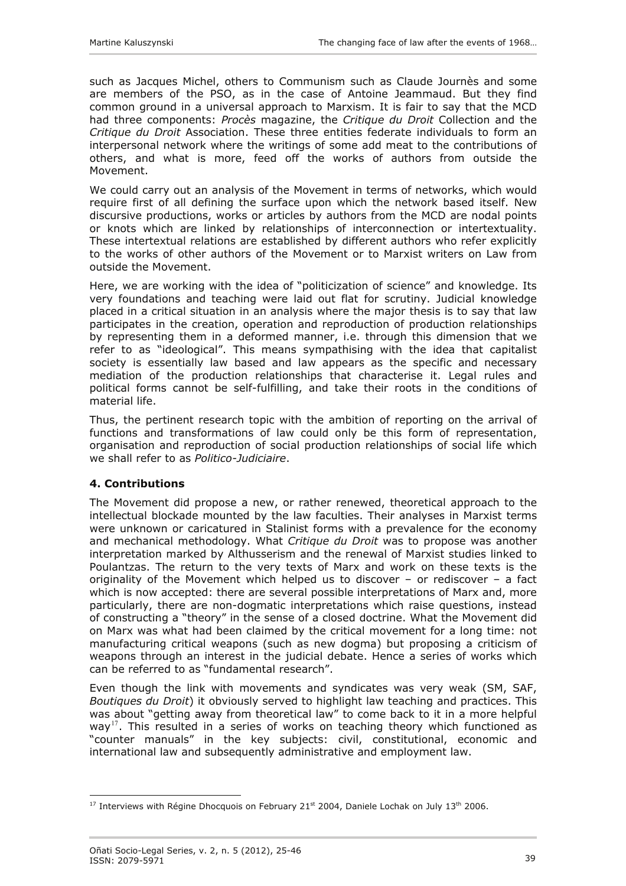such as Jacques Michel, others to Communism such as Claude Journès and some are members of the PSO, as in the case of Antoine Jeammaud. But they find common ground in a universal approach to Marxism. It is fair to say that the MCD had three components: *Procès* magazine, the *Critique du Droit* Collection and the *Critique du Droit* Association. These three entities federate individuals to form an interpersonal network where the writings of some add meat to the contributions of others, and what is more, feed off the works of authors from outside the Movement.

We could carry out an analysis of the Movement in terms of networks, which would require first of all defining the surface upon which the network based itself. New discursive productions, works or articles by authors from the MCD are nodal points or knots which are linked by relationships of interconnection or intertextuality. These intertextual relations are established by different authors who refer explicitly to the works of other authors of the Movement or to Marxist writers on Law from outside the Movement.

Here, we are working with the idea of "politicization of science" and knowledge. Its very foundations and teaching were laid out flat for scrutiny. Judicial knowledge placed in a critical situation in an analysis where the major thesis is to say that law participates in the creation, operation and reproduction of production relationships by representing them in a deformed manner, i.e. through this dimension that we refer to as "ideological". This means sympathising with the idea that capitalist society is essentially law based and law appears as the specific and necessary mediation of the production relationships that characterise it. Legal rules and political forms cannot be self-fulfilling, and take their roots in the conditions of material life.

Thus, the pertinent research topic with the ambition of reporting on the arrival of functions and transformations of law could only be this form of representation, organisation and reproduction of social production relationships of social life which we shall refer to as *Politico-Judiciaire*.

## 4. Contributions

The Movement did propose a new, or rather renewed, theoretical approach to the intellectual blockade mounted by the law faculties. Their analyses in Marxist terms were unknown or caricatured in Stalinist forms with a prevalence for the economy and mechanical methodology. What *Critique du Droit* was to propose was another interpretation marked by Althusserism and the renewal of Marxist studies linked to Poulantzas. The return to the very texts of Marx and work on these texts is the originality of the Movement which helped us to discover – or rediscover – a fact which is now accepted: there are several possible interpretations of Marx and, more particularly, there are non-dogmatic interpretations which raise questions, instead of constructing a "theory" in the sense of a closed doctrine. What the Movement did on Marx was what had been claimed by the critical movement for a long time: not manufacturing critical weapons (such as new dogma) but proposing a criticism of weapons through an interest in the judicial debate. Hence a series of works which can be referred to as "fundamental research".

Even though the link with movements and syndicates was very weak (SM, SAF, *Boutiques du Droit*) it obviously served to highlight law teaching and practices. This was about "getting away from theoretical law" to come back to it in a more helpful way[17]. This resulted in a series of works on teaching theory which functioned as "counter manuals" in the key subjects: civil, constitutional, economic and international law and subsequently administrative and employment law.

[17] Interviews with Régine Dhocquois on February 21st 2004, Daniele Lochak on July 13th 2006.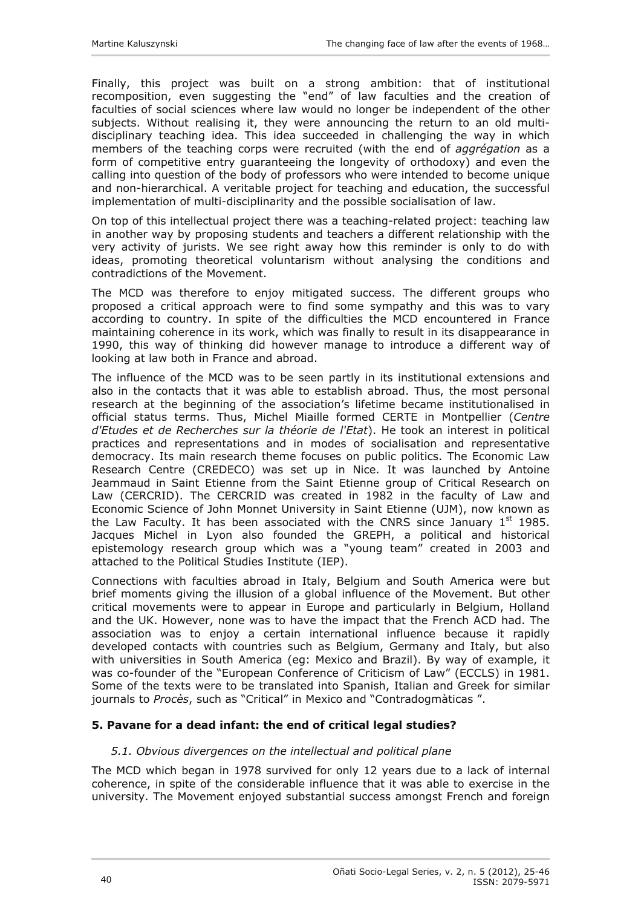Finally, this project was built on a strong ambition: that of institutional recomposition, even suggesting the "end" of law faculties and the creation of faculties of social sciences where law would no longer be independent of the other subjects. Without realising it, they were announcing the return to an old multi-disciplinary teaching idea. This idea succeeded in challenging the way in which members of the teaching corps were recruited (with the end of *aggrégation* as a form of competitive entry guaranteeing the longevity of orthodoxy) and even the calling into question of the body of professors who were intended to become unique and non-hierarchical. A veritable project for teaching and education, the successful implementation of multi-disciplinarity and the possible socialisation of law.

On top of this intellectual project there was a teaching-related project: teaching law in another way by proposing students and teachers a different relationship with the very activity of jurists. We see right away how this reminder is only to do with ideas, promoting theoretical voluntarism without analysing the conditions and contradictions of the Movement.

The MCD was therefore to enjoy mitigated success. The different groups who proposed a critical approach were to find some sympathy and this was to vary according to country. In spite of the difficulties the MCD encountered in France maintaining coherence in its work, which was finally to result in its disappearance in 1990, this way of thinking did however manage to introduce a different way of looking at law both in France and abroad.

The influence of the MCD was to be seen partly in its institutional extensions and also in the contacts that it was able to establish abroad. Thus, the most personal research at the beginning of the association's lifetime became institutionalised in official status terms. Thus, Michel Miaille formed CERTE in Montpellier (*Centre d'Etudes et de Recherches sur la théorie de l'Etat*). He took an interest in political practices and representations and in modes of socialisation and representative democracy. Its main research theme focuses on public politics. The Economic Law Research Centre (CREDECO) was set up in Nice. It was launched by Antoine Jeammaud in Saint Etienne from the Saint Etienne group of Critical Research on Law (CERCRID). The CERCRID was created in 1982 in the faculty of Law and Economic Science of John Monnet University in Saint Etienne (UJM), now known as the Law Faculty. It has been associated with the CNRS since January 1st 1985. Jacques Michel in Lyon also founded the GREPH, a political and historical epistemology research group which was a "young team" created in 2003 and attached to the Political Studies Institute (IEP).

Connections with faculties abroad in Italy, Belgium and South America were but brief moments giving the illusion of a global influence of the Movement. But other critical movements were to appear in Europe and particularly in Belgium, Holland and the UK. However, none was to have the impact that the French ACD had. The association was to enjoy a certain international influence because it rapidly developed contacts with countries such as Belgium, Germany and Italy, but also with universities in South America (eg: Mexico and Brazil). By way of example, it was co-founder of the "European Conference of Criticism of Law" (ECCLS) in 1981. Some of the texts were to be translated into Spanish, Italian and Greek for similar journals to *Procès*, such as "Critical" in Mexico and "Contradogmàticas ".

## 5. Pavane for a dead infant: the end of critical legal studies?

### *5.1. Obvious divergences on the intellectual and political plane*

The MCD which began in 1978 survived for only 12 years due to a lack of internal coherence, in spite of the considerable influence that it was able to exercise in the university. The Movement enjoyed substantial success amongst French and foreign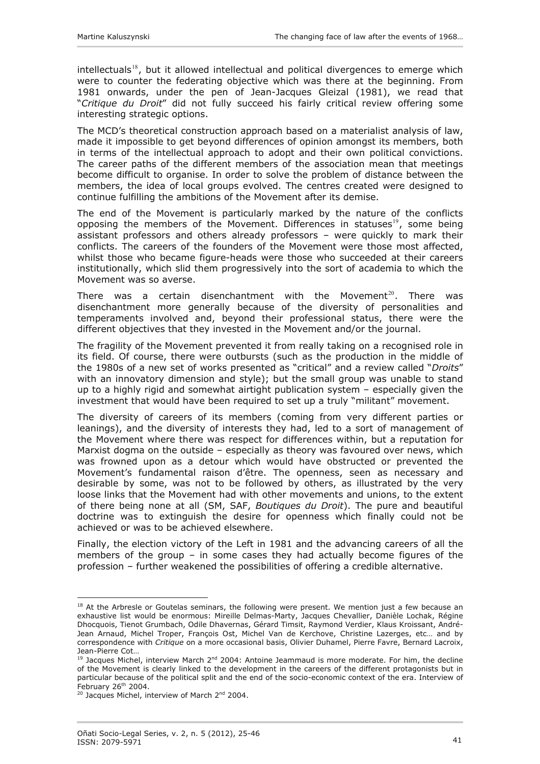intellectuals[18], but it allowed intellectual and political divergences to emerge which were to counter the federating objective which was there at the beginning. From 1981 onwards, under the pen of Jean-Jacques Gleizal (1981), we read that "*Critique du Droit*" did not fully succeed his fairly critical review offering some interesting strategic options.

The MCD's theoretical construction approach based on a materialist analysis of law, made it impossible to get beyond differences of opinion amongst its members, both in terms of the intellectual approach to adopt and their own political convictions. The career paths of the different members of the association mean that meetings become difficult to organise. In order to solve the problem of distance between the members, the idea of local groups evolved. The centres created were designed to continue fulfilling the ambitions of the Movement after its demise.

The end of the Movement is particularly marked by the nature of the conflicts opposing the members of the Movement. Differences in statuses[19], some being assistant professors and others already professors – were quickly to mark their conflicts. The careers of the founders of the Movement were those most affected, whilst those who became figure-heads were those who succeeded at their careers institutionally, which slid them progressively into the sort of academia to which the Movement was so averse.

There was a certain disenchantment with the Movement[20]. There was disenchantment more generally because of the diversity of personalities and temperaments involved and, beyond their professional status, there were the different objectives that they invested in the Movement and/or the journal.

The fragility of the Movement prevented it from really taking on a recognised role in its field. Of course, there were outbursts (such as the production in the middle of the 1980s of a new set of works presented as "critical" and a review called "*Droits*" with an innovatory dimension and style); but the small group was unable to stand up to a highly rigid and somewhat airtight publication system – especially given the investment that would have been required to set up a truly "militant" movement.

The diversity of careers of its members (coming from very different parties or leanings), and the diversity of interests they had, led to a sort of management of the Movement where there was respect for differences within, but a reputation for Marxist dogma on the outside – especially as theory was favoured over news, which was frowned upon as a detour which would have obstructed or prevented the Movement's fundamental raison d'être. The openness, seen as necessary and desirable by some, was not to be followed by others, as illustrated by the very loose links that the Movement had with other movements and unions, to the extent of there being none at all (SM, SAF, *Boutiques du Droit*). The pure and beautiful doctrine was to extinguish the desire for openness which finally could not be achieved or was to be achieved elsewhere.

Finally, the election victory of the Left in 1981 and the advancing careers of all the members of the group – in some cases they had actually become figures of the profession – further weakened the possibilities of offering a credible alternative.

---

[18] At the Arbresle or Goutelas seminars, the following were present. We mention just a few because an exhaustive list would be enormous: Mireille Delmas-Marty, Jacques Chevallier, Danièle Lochak, Régine Dhocquois, Tienot Grumbach, Odile Dhavernas, Gérard Timsit, Raymond Verdier, Klaus Kroissant, André-Jean Arnaud, Michel Troper, François Ost, Michel Van de Kerchove, Christine Lazerges, etc… and by correspondence with *Critique* on a more occasional basis, Olivier Duhamel, Pierre Favre, Bernard Lacroix, Jean-Pierre Cot…

[19] Jacques Michel, interview March 2nd 2004: Antoine Jeammaud is more moderate. For him, the decline of the Movement is clearly linked to the development in the careers of the different protagonists but in particular because of the political split and the end of the socio-economic context of the era. Interview of February 26th 2004.

[20] Jacques Michel, interview of March 2nd 2004.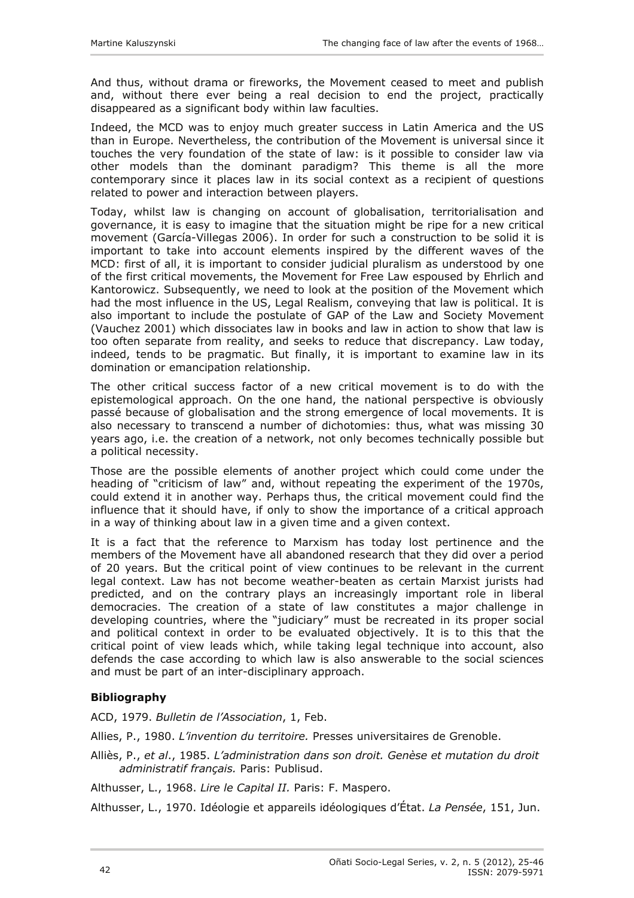And thus, without drama or fireworks, the Movement ceased to meet and publish and, without there ever being a real decision to end the project, practically disappeared as a significant body within law faculties.

Indeed, the MCD was to enjoy much greater success in Latin America and the US than in Europe. Nevertheless, the contribution of the Movement is universal since it touches the very foundation of the state of law: is it possible to consider law via other models than the dominant paradigm? This theme is all the more contemporary since it places law in its social context as a recipient of questions related to power and interaction between players.

Today, whilst law is changing on account of globalisation, territorialisation and governance, it is easy to imagine that the situation might be ripe for a new critical movement (García-Villegas 2006). In order for such a construction to be solid it is important to take into account elements inspired by the different waves of the MCD: first of all, it is important to consider judicial pluralism as understood by one of the first critical movements, the Movement for Free Law espoused by Ehrlich and Kantorowicz. Subsequently, we need to look at the position of the Movement which had the most influence in the US, Legal Realism, conveying that law is political. It is also important to include the postulate of GAP of the Law and Society Movement (Vauchez 2001) which dissociates law in books and law in action to show that law is too often separate from reality, and seeks to reduce that discrepancy. Law today, indeed, tends to be pragmatic. But finally, it is important to examine law in its domination or emancipation relationship.

The other critical success factor of a new critical movement is to do with the epistemological approach. On the one hand, the national perspective is obviously passé because of globalisation and the strong emergence of local movements. It is also necessary to transcend a number of dichotomies: thus, what was missing 30 years ago, i.e. the creation of a network, not only becomes technically possible but a political necessity.

Those are the possible elements of another project which could come under the heading of "criticism of law" and, without repeating the experiment of the 1970s, could extend it in another way. Perhaps thus, the critical movement could find the influence that it should have, if only to show the importance of a critical approach in a way of thinking about law in a given time and a given context.

It is a fact that the reference to Marxism has today lost pertinence and the members of the Movement have all abandoned research that they did over a period of 20 years. But the critical point of view continues to be relevant in the current legal context. Law has not become weather-beaten as certain Marxist jurists had predicted, and on the contrary plays an increasingly important role in liberal democracies. The creation of a state of law constitutes a major challenge in developing countries, where the "judiciary" must be recreated in its proper social and political context in order to be evaluated objectively. It is to this that the critical point of view leads which, while taking legal technique into account, also defends the case according to which law is also answerable to the social sciences and must be part of an inter-disciplinary approach.

### Bibliography

ACD, 1979. *Bulletin de l'Association*, 1, Feb.

Allies, P., 1980. *L'invention du territoire.* Presses universitaires de Grenoble.

Alliès, P., *et al*., 1985. *L'administration dans son droit. Genèse et mutation du droit administratif français.* Paris: Publisud.

Althusser, L., 1968. *Lire le Capital II.* Paris: F. Maspero.

Althusser, L., 1970. Idéologie et appareils idéologiques d'État. *La Pensée*, 151, Jun.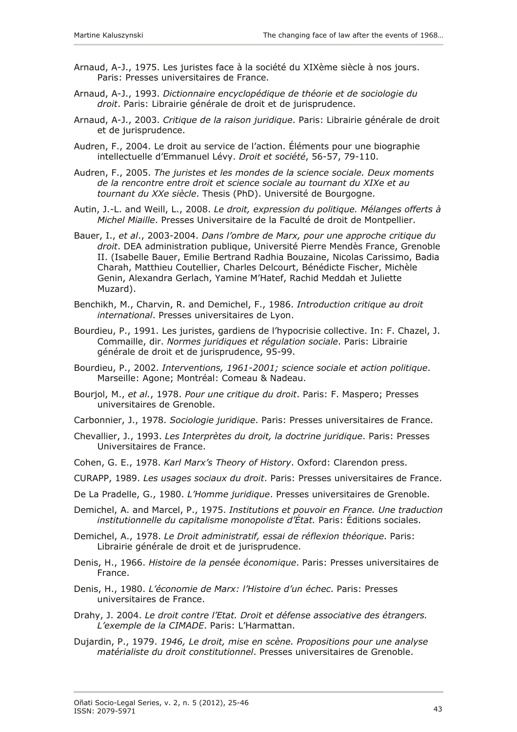Arnaud, A-J., 1975. Les juristes face à la société du XIXème siècle à nos jours. Paris: Presses universitaires de France.

Arnaud, A-J., 1993. *Dictionnaire encyclopédique de théorie et de sociologie du droit*. Paris: Librairie générale de droit et de jurisprudence.

Arnaud, A-J., 2003. *Critique de la raison juridique*. Paris: Librairie générale de droit et de jurisprudence.

Audren, F., 2004. Le droit au service de l'action. Éléments pour une biographie intellectuelle d'Emmanuel Lévy. *Droit et société*, 56-57, 79-110.

Audren, F., 2005. *The juristes et les mondes de la science sociale. Deux moments de la rencontre entre droit et science sociale au tournant du XIXe et au tournant du XXe siècle*. Thesis (PhD). Université de Bourgogne.

Autin, J.-L. and Weill, L., 2008. *Le droit, expression du politique. Mélanges offerts à Michel Miaille*. Presses Universitaire de la Faculté de droit de Montpellier.

Bauer, I., *et al*., 2003-2004. *Dans l'ombre de Marx, pour une approche critique du droit*. DEA administration publique, Université Pierre Mendès France, Grenoble II. (Isabelle Bauer, Emilie Bertrand Radhia Bouzaine, Nicolas Carissimo, Badia Charah, Matthieu Coutellier, Charles Delcourt, Bénédicte Fischer, Michèle Genin, Alexandra Gerlach, Yamine M'Hatef, Rachid Meddah et Juliette Muzard).

Benchikh, M., Charvin, R. and Demichel, F., 1986. *Introduction critique au droit international*. Presses universitaires de Lyon.

Bourdieu, P., 1991. Les juristes, gardiens de l'hypocrisie collective. In: F. Chazel, J. Commaille, dir. *Normes juridiques et régulation sociale*. Paris: Librairie générale de droit et de jurisprudence, 95-99.

Bourdieu, P., 2002. *Interventions, 1961-2001; science sociale et action politique*. Marseille: Agone; Montréal: Comeau & Nadeau.

Bourjol, M., *et al.*, 1978. *Pour une critique du droit*. Paris: F. Maspero; Presses universitaires de Grenoble.

Carbonnier, J., 1978. *Sociologie juridique*. Paris: Presses universitaires de France.

Chevallier, J., 1993. *Les Interprètes du droit, la doctrine juridique*. Paris: Presses Universitaires de France.

Cohen, G. E., 1978. *Karl Marx's Theory of History*. Oxford: Clarendon press.

CURAPP, 1989. *Les usages sociaux du droit*. Paris: Presses universitaires de France.

De La Pradelle, G., 1980. *L'Homme juridique*. Presses universitaires de Grenoble.

Demichel, A. and Marcel, P., 1975. *Institutions et pouvoir en France. Une traduction institutionnelle du capitalisme monopoliste d'État.* Paris: Éditions sociales.

Demichel, A., 1978. *Le Droit administratif, essai de réflexion théorique*. Paris: Librairie générale de droit et de jurisprudence.

Denis, H., 1966. *Histoire de la pensée économique*. Paris: Presses universitaires de France.

Denis, H., 1980. *L'économie de Marx: l'Histoire d'un échec*. Paris: Presses universitaires de France.

Drahy, J. 2004. *Le droit contre l'Etat. Droit et défense associative des étrangers. L'exemple de la CIMADE*. Paris: L'Harmattan.

Dujardin, P., 1979. *1946, Le droit, mise en scène. Propositions pour une analyse matérialiste du droit constitutionnel*. Presses universitaires de Grenoble.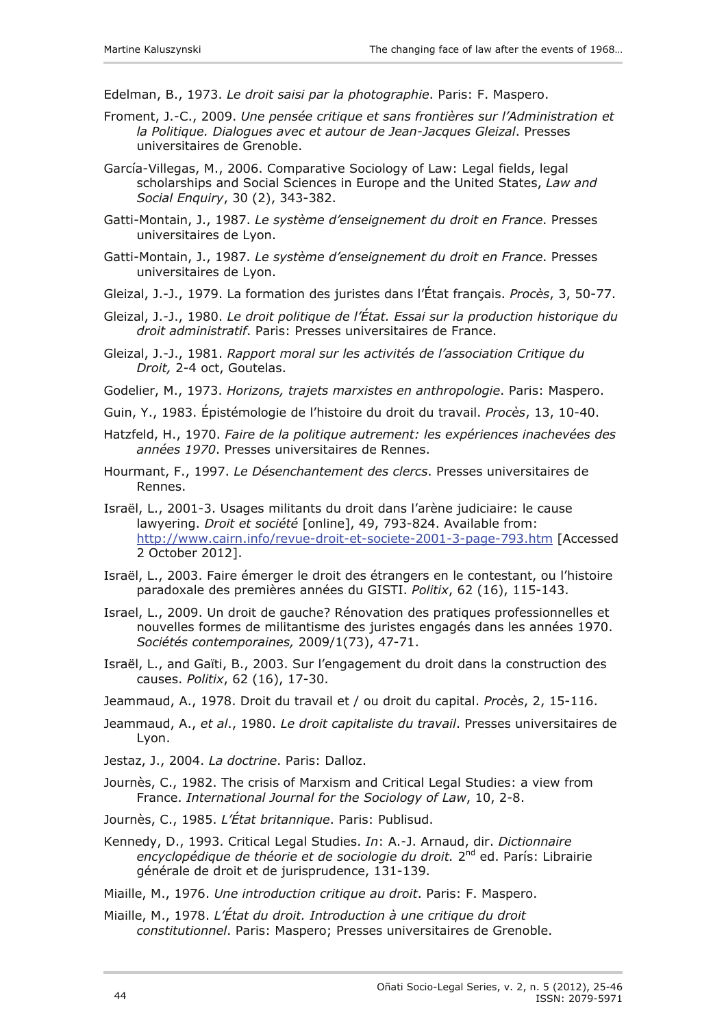Edelman, B., 1973. *Le droit saisi par la photographie*. Paris: F. Maspero.

Froment, J.-C., 2009. *Une pensée critique et sans frontières sur l'Administration et la Politique. Dialogues avec et autour de Jean-Jacques Gleizal*. Presses universitaires de Grenoble.

García-Villegas, M., 2006. Comparative Sociology of Law: Legal fields, legal scholarships and Social Sciences in Europe and the United States, *Law and Social Enquiry*, 30 (2), 343-382.

Gatti-Montain, J., 1987. *Le système d'enseignement du droit en France*. Presses universitaires de Lyon.

Gatti-Montain, J., 1987. *Le système d'enseignement du droit en France*. Presses universitaires de Lyon.

Gleizal, J.-J., 1979. La formation des juristes dans l'État français. *Procès*, 3, 50-77.

Gleizal, J.-J., 1980. *Le droit politique de l'État. Essai sur la production historique du droit administratif*. Paris: Presses universitaires de France.

Gleizal, J.-J., 1981. *Rapport moral sur les activités de l'association Critique du Droit,* 2-4 oct, Goutelas.

Godelier, M., 1973. *Horizons, trajets marxistes en anthropologie*. Paris: Maspero.

Guin, Y., 1983. Épistémologie de l'histoire du droit du travail. *Procès*, 13, 10-40.

Hatzfeld, H., 1970. *Faire de la politique autrement: les expériences inachevées des années 1970*. Presses universitaires de Rennes.

Hourmant, F., 1997. *Le Désenchantement des clercs*. Presses universitaires de Rennes.

Israël, L., 2001-3. Usages militants du droit dans l'arène judiciaire: le cause lawyering. *Droit et société* [online], 49, 793-824. Available from: http://www.cairn.info/revue-droit-et-societe-2001-3-page-793.htm [Accessed 2 October 2012].

Israël, L., 2003. Faire émerger le droit des étrangers en le contestant, ou l'histoire paradoxale des premières années du GISTI. *Politix*, 62 (16), 115-143.

Israel, L., 2009. Un droit de gauche? Rénovation des pratiques professionnelles et nouvelles formes de militantisme des juristes engagés dans les années 1970. *Sociétés contemporaines,* 2009/1(73), 47-71.

Israël, L., and Gaïti, B., 2003. Sur l'engagement du droit dans la construction des causes. *Politix*, 62 (16), 17-30.

Jeammaud, A., 1978. Droit du travail et / ou droit du capital. *Procès*, 2, 15-116.

Jeammaud, A., *et al*., 1980. *Le droit capitaliste du travail*. Presses universitaires de Lyon.

Jestaz, J., 2004. *La doctrine*. Paris: Dalloz.

Journès, C., 1982. The crisis of Marxism and Critical Legal Studies: a view from France. *International Journal for the Sociology of Law*, 10, 2-8.

Journès, C., 1985. *L'État britannique*. Paris: Publisud.

Kennedy, D., 1993. Critical Legal Studies. *In*: A.-J. Arnaud, dir. *Dictionnaire encyclopédique de théorie et de sociologie du droit.* 2nd ed. París: Librairie générale de droit et de jurisprudence, 131-139.

Miaille, M., 1976. *Une introduction critique au droit*. Paris: F. Maspero.

Miaille, M., 1978. *L'État du droit. Introduction à une critique du droit constitutionnel*. Paris: Maspero; Presses universitaires de Grenoble.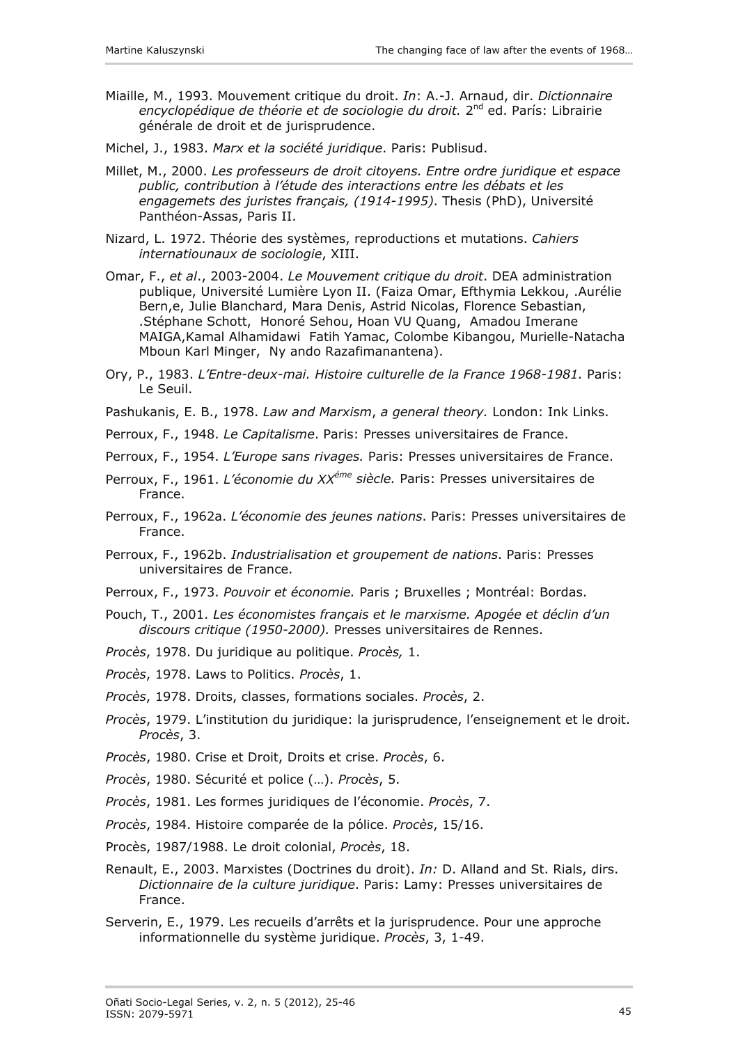Miaille, M., 1993. Mouvement critique du droit. *In*: A.-J. Arnaud, dir. *Dictionnaire encyclopédique de théorie et de sociologie du droit.* 2nd ed. París: Librairie générale de droit et de jurisprudence.

Michel, J., 1983. *Marx et la société juridique*. Paris: Publisud.

Millet, M., 2000. *Les professeurs de droit citoyens. Entre ordre juridique et espace public, contribution à l'étude des interactions entre les débats et les engagemets des juristes français, (1914-1995)*. Thesis (PhD), Université Panthéon-Assas, Paris II.

Nizard, L. 1972. Théorie des systèmes, reproductions et mutations. *Cahiers internatiounaux de sociologie*, XIII.

Omar, F., *et al*., 2003-2004. *Le Mouvement critique du droit*. DEA administration publique, Université Lumière Lyon II. (Faiza Omar, Efthymia Lekkou, .Aurélie Bern,e, Julie Blanchard, Mara Denis, Astrid Nicolas, Florence Sebastian, .Stéphane Schott, Honoré Sehou, Hoan VU Quang, Amadou Imerane MAIGA,Kamal Alhamidawi Fatih Yamac, Colombe Kibangou, Murielle-Natacha Mboun Karl Minger, Ny ando Razafimanantena).

Ory, P., 1983. *L'Entre-deux-mai. Histoire culturelle de la France 1968-1981.* Paris: Le Seuil.

Pashukanis, E. B., 1978. *Law and Marxism*, *a general theory.* London: Ink Links.

Perroux, F., 1948. *Le Capitalisme*. Paris: Presses universitaires de France.

Perroux, F., 1954. *L'Europe sans rivages.* Paris: Presses universitaires de France.

Perroux, F., 1961. *L'économie du XXéme siècle.* Paris: Presses universitaires de France.

Perroux, F., 1962a. *L'économie des jeunes nations*. Paris: Presses universitaires de France.

Perroux, F., 1962b. *Industrialisation et groupement de nations*. Paris: Presses universitaires de France.

Perroux, F., 1973. *Pouvoir et économie.* Paris ; Bruxelles ; Montréal: Bordas.

Pouch, T., 2001. *Les économistes français et le marxisme. Apogée et déclin d'un discours critique (1950-2000).* Presses universitaires de Rennes.

*Procès*, 1978. Du juridique au politique. *Procès,* 1.

*Procès*, 1978. Laws to Politics. *Procès*, 1.

*Procès*, 1978. Droits, classes, formations sociales. *Procès*, 2.

*Procès*, 1979. L'institution du juridique: la jurisprudence, l'enseignement et le droit. *Procès*, 3.

*Procès*, 1980. Crise et Droit, Droits et crise. *Procès*, 6.

*Procès*, 1980. Sécurité et police (…). *Procès*, 5.

*Procès*, 1981. Les formes juridiques de l'économie. *Procès*, 7.

*Procès*, 1984. Histoire comparée de la pólice. *Procès*, 15/16.

Procès, 1987/1988. Le droit colonial, *Procès*, 18.

Renault, E., 2003. Marxistes (Doctrines du droit). *In:* D. Alland and St. Rials, dirs. *Dictionnaire de la culture juridique*. Paris: Lamy: Presses universitaires de France.

Serverin, E., 1979. Les recueils d'arrêts et la jurisprudence. Pour une approche informationnelle du système juridique. *Procès*, 3, 1-49.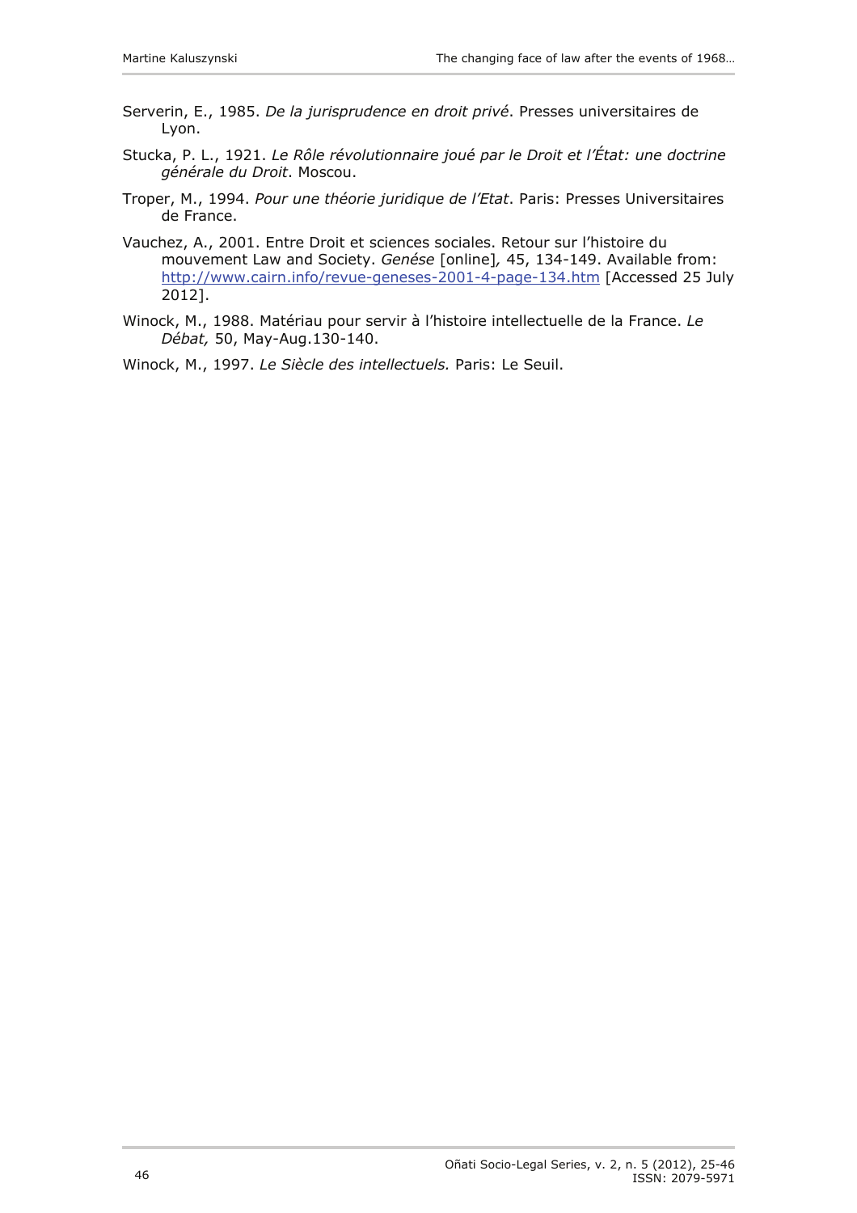Serverin, E., 1985. *De la jurisprudence en droit privé*. Presses universitaires de Lyon.

Stucka, P. L., 1921. *Le Rôle révolutionnaire joué par le Droit et l'État: une doctrine générale du Droit*. Moscou.

Troper, M., 1994. *Pour une théorie juridique de l'Etat*. Paris: Presses Universitaires de France.

Vauchez, A., 2001. Entre Droit et sciences sociales. Retour sur l'histoire du mouvement Law and Society. *Genése* [online], 45, 134-149. Available from: http://www.cairn.info/revue-geneses-2001-4-page-134.htm [Accessed 25 July 2012].

Winock, M., 1988. Matériau pour servir à l'histoire intellectuelle de la France. *Le Débat,* 50, May-Aug.130-140.

Winock, M., 1997. *Le Siècle des intellectuels.* Paris: Le Seuil.